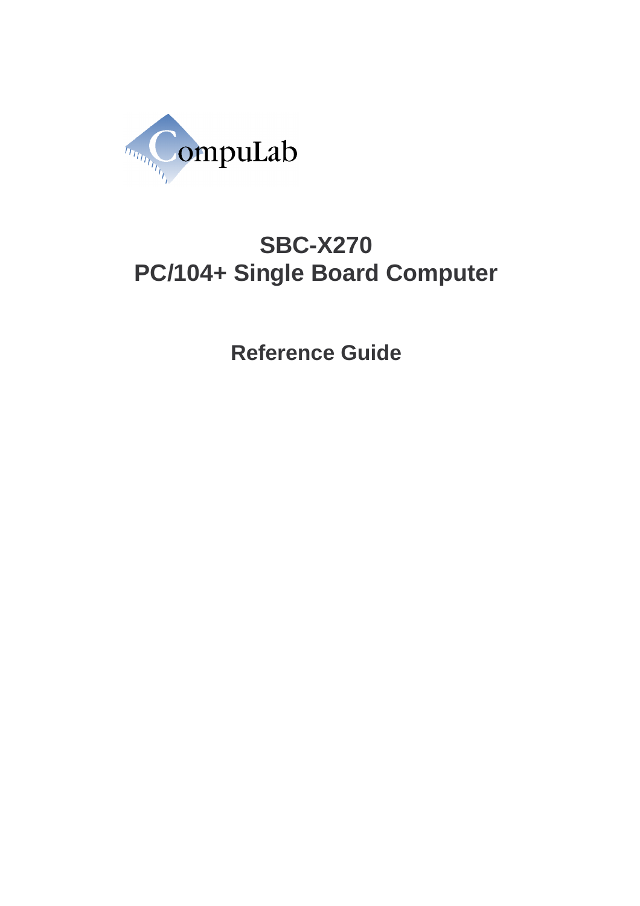CompuLab

# SBC-X270
# PC/104+ Single Board Computer

## Reference Guide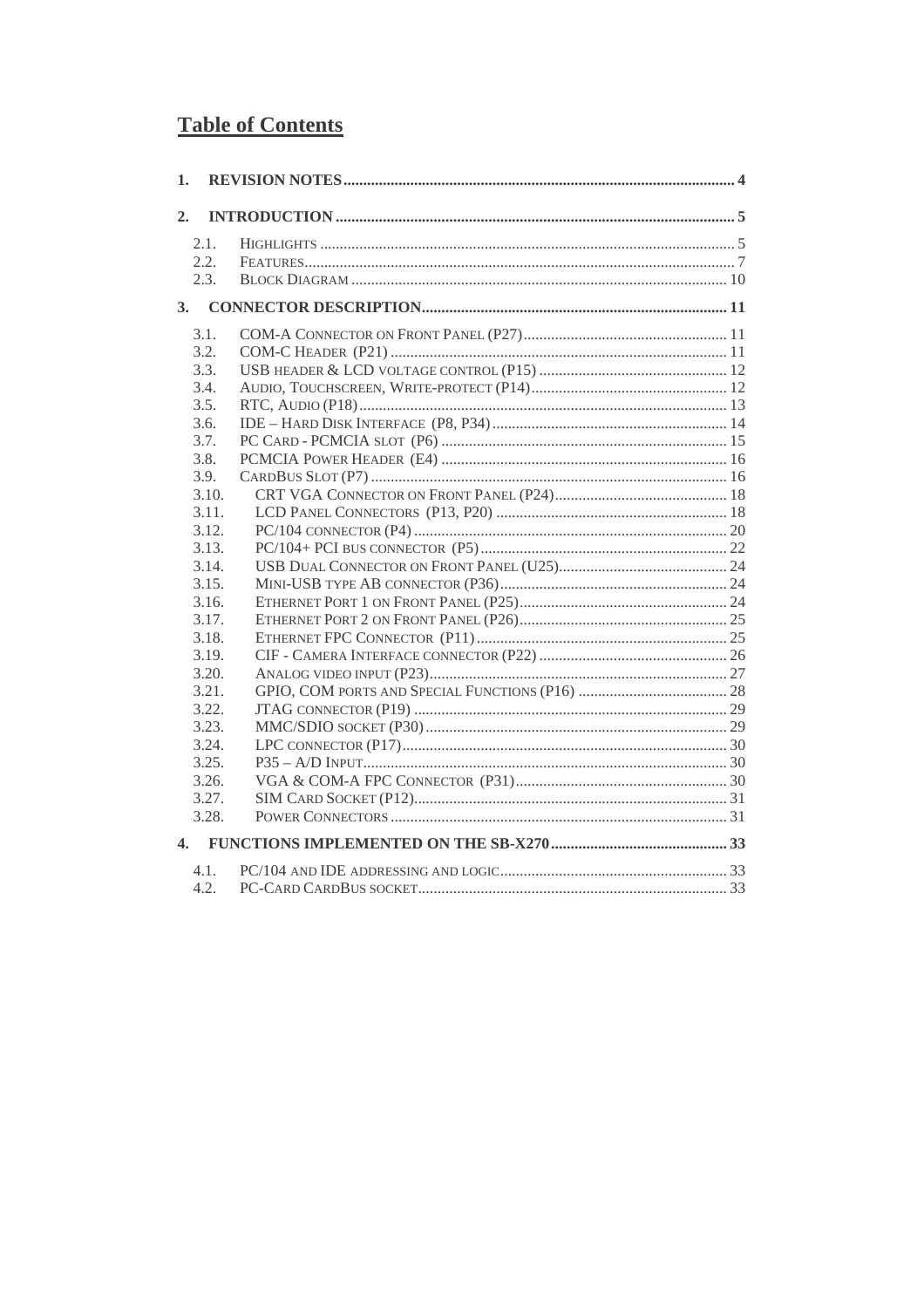# Table of Contents

1. REVISION NOTES .................................................................................................. 4

2. INTRODUCTION .................................................................................................. 5

   - 2.1. HIGHLIGHTS .................................................................................................. 5
   - 2.2. FEATURES ...................................................................................................... 7
   - 2.3. BLOCK DIAGRAM .......................................................................................... 10

3. CONNECTOR DESCRIPTION ............................................................................ 11

   - 3.1. COM-A CONNECTOR ON FRONT PANEL (P27) .................................................. 11
   - 3.2. COM-C HEADER (P21) ..................................................................................... 11
   - 3.3. USB HEADER & LCD VOLTAGE CONTROL (P15) ............................................... 12
   - 3.4. AUDIO, TOUCHSCREEN, WRITE-PROTECT (P14) ................................................ 12
   - 3.5. RTC, AUDIO (P18) ............................................................................................ 13
   - 3.6. IDE – HARD DISK INTERFACE (P8, P34) ........................................................... 14
   - 3.7. PC CARD - PCMCIA SLOT (P6) ......................................................................... 15
   - 3.8. PCMCIA POWER HEADER (E4) ......................................................................... 16
   - 3.9. CARDBUS SLOT (P7) ......................................................................................... 16
   - 3.10. CRT VGA CONNECTOR ON FRONT PANEL (P24) ............................................ 18
   - 3.11. LCD PANEL CONNECTORS (P13, P20) ........................................................... 18
   - 3.12. PC/104 CONNECTOR (P4) ................................................................................ 20
   - 3.13. PC/104+ PCI BUS CONNECTOR (P5) ................................................................ 22
   - 3.14. USB DUAL CONNECTOR ON FRONT PANEL (U25) ........................................... 24
   - 3.15. MINI-USB TYPE AB CONNECTOR (P36) ........................................................... 24
   - 3.16. ETHERNET PORT 1 ON FRONT PANEL (P25) ..................................................... 24
   - 3.17. ETHERNET PORT 2 ON FRONT PANEL (P26) ..................................................... 25
   - 3.18. ETHERNET FPC CONNECTOR (P11) ................................................................. 25
   - 3.19. CIF - CAMERA INTERFACE CONNECTOR (P22) ................................................ 26
   - 3.20. ANALOG VIDEO INPUT (P23) ............................................................................ 27
   - 3.21. GPIO, COM PORTS AND SPECIAL FUNCTIONS (P16) ...................................... 28
   - 3.22. JTAG CONNECTOR (P19) ................................................................................ 29
   - 3.23. MMC/SDIO SOCKET (P30) ............................................................................... 29
   - 3.24. LPC CONNECTOR (P17) ................................................................................... 30
   - 3.25. P35 – A/D INPUT ............................................................................................. 30
   - 3.26. VGA & COM-A FPC CONNECTOR (P31) ........................................................... 30
   - 3.27. SIM CARD SOCKET (P12) ................................................................................. 31
   - 3.28. POWER CONNECTORS ...................................................................................... 31

4. FUNCTIONS IMPLEMENTED ON THE SB-X270 ............................................. 33

   - 4.1. PC/104 AND IDE ADDRESSING AND LOGIC .......................................................... 33
   - 4.2. PC-CARD CARDBUS SOCKET ............................................................................... 33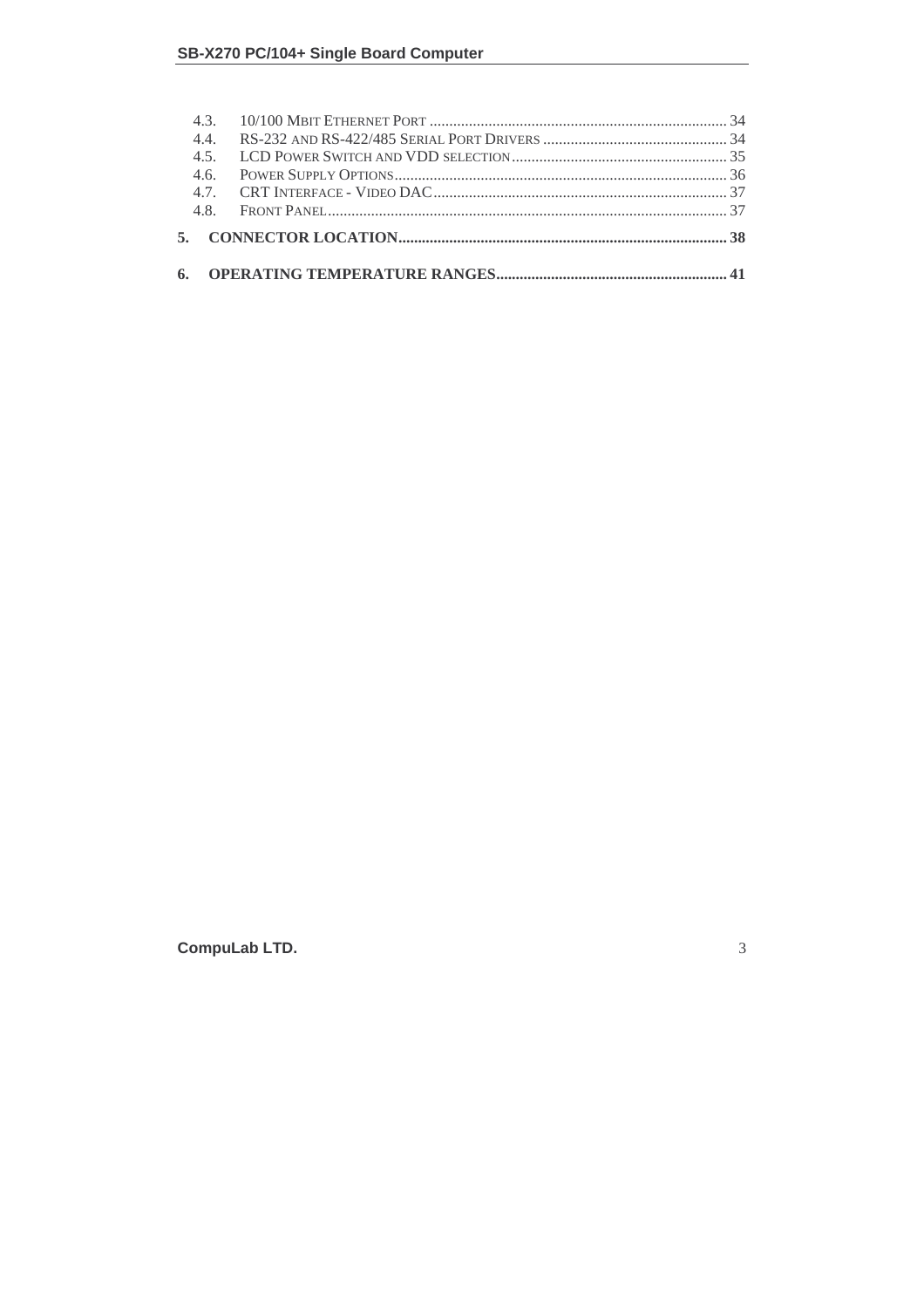4.3. 10/100 MBIT ETHERNET PORT ........................................................................... 34
4.4. RS-232 AND RS-422/485 SERIAL PORT DRIVERS .............................................. 34
4.5. LCD POWER SWITCH AND VDD SELECTION ...................................................... 35
4.6. POWER SUPPLY OPTIONS .................................................................................... 36
4.7. CRT INTERFACE - VIDEO DAC ........................................................................... 37
4.8. FRONT PANEL ..................................................................................................... 37

**5. CONNECTOR LOCATION ................................................................................... 38**

**6. OPERATING TEMPERATURE RANGES .......................................................... 41**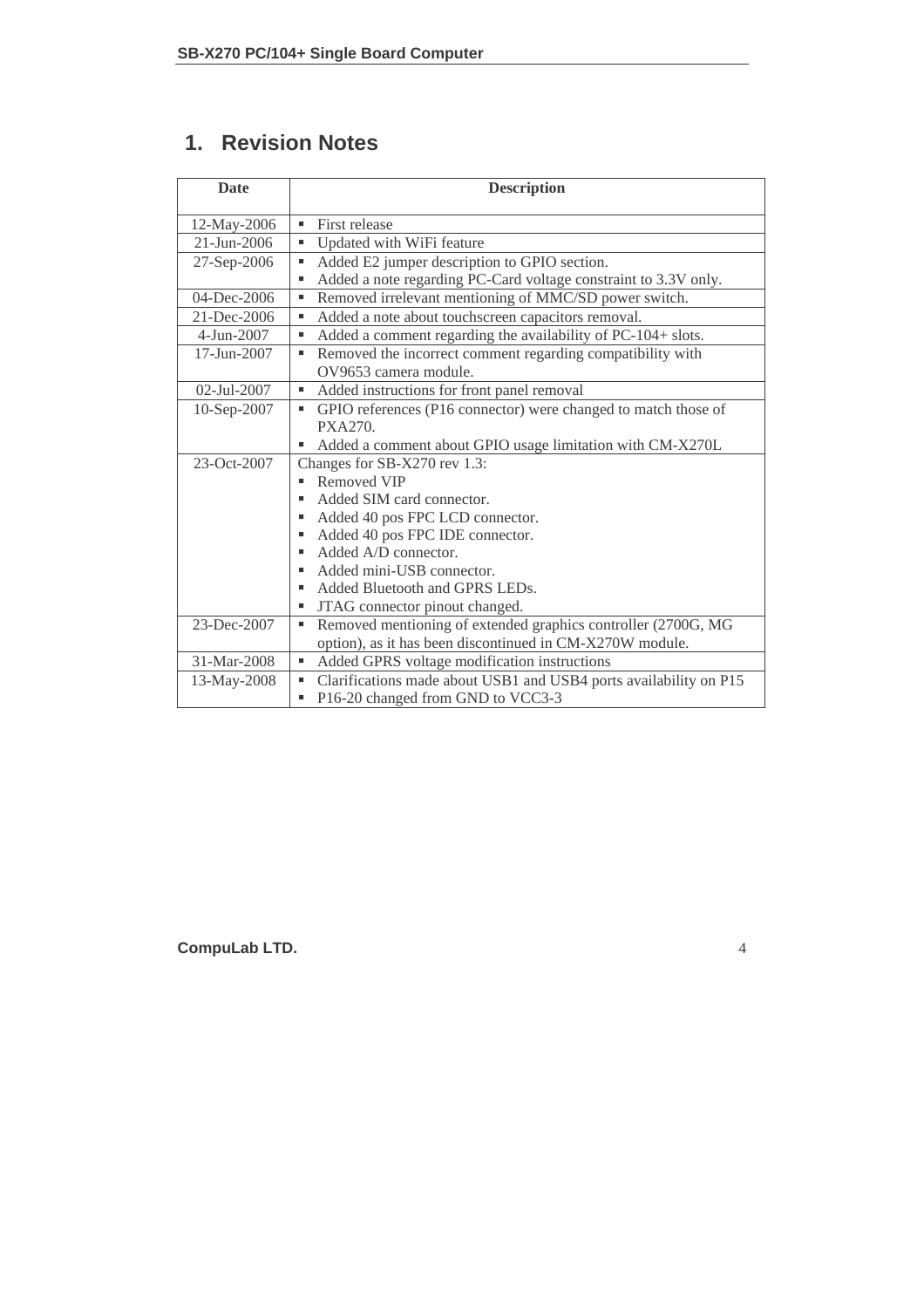# 1. Revision Notes

| Date | Description |
|---|---|
| 12-May-2006 | ▪ First release |
| 21-Jun-2006 | ▪ Updated with WiFi feature |
| 27-Sep-2006 | ▪ Added E2 jumper description to GPIO section.<br>▪ Added a note regarding PC-Card voltage constraint to 3.3V only. |
| 04-Dec-2006 | ▪ Removed irrelevant mentioning of MMC/SD power switch. |
| 21-Dec-2006 | ▪ Added a note about touchscreen capacitors removal. |
| 4-Jun-2007 | ▪ Added a comment regarding the availability of PC-104+ slots. |
| 17-Jun-2007 | ▪ Removed the incorrect comment regarding compatibility with OV9653 camera module. |
| 02-Jul-2007 | ▪ Added instructions for front panel removal |
| 10-Sep-2007 | ▪ GPIO references (P16 connector) were changed to match those of PXA270.<br>▪ Added a comment about GPIO usage limitation with CM-X270L |
| 23-Oct-2007 | Changes for SB-X270 rev 1.3:<br>▪ Removed VIP<br>▪ Added SIM card connector.<br>▪ Added 40 pos FPC LCD connector.<br>▪ Added 40 pos FPC IDE connector.<br>▪ Added A/D connector.<br>▪ Added mini-USB connector.<br>▪ Added Bluetooth and GPRS LEDs.<br>▪ JTAG connector pinout changed. |
| 23-Dec-2007 | ▪ Removed mentioning of extended graphics controller (2700G, MG option), as it has been discontinued in CM-X270W module. |
| 31-Mar-2008 | ▪ Added GPRS voltage modification instructions |
| 13-May-2008 | ▪ Clarifications made about USB1 and USB4 ports availability on P15<br>▪ P16-20 changed from GND to VCC3-3 |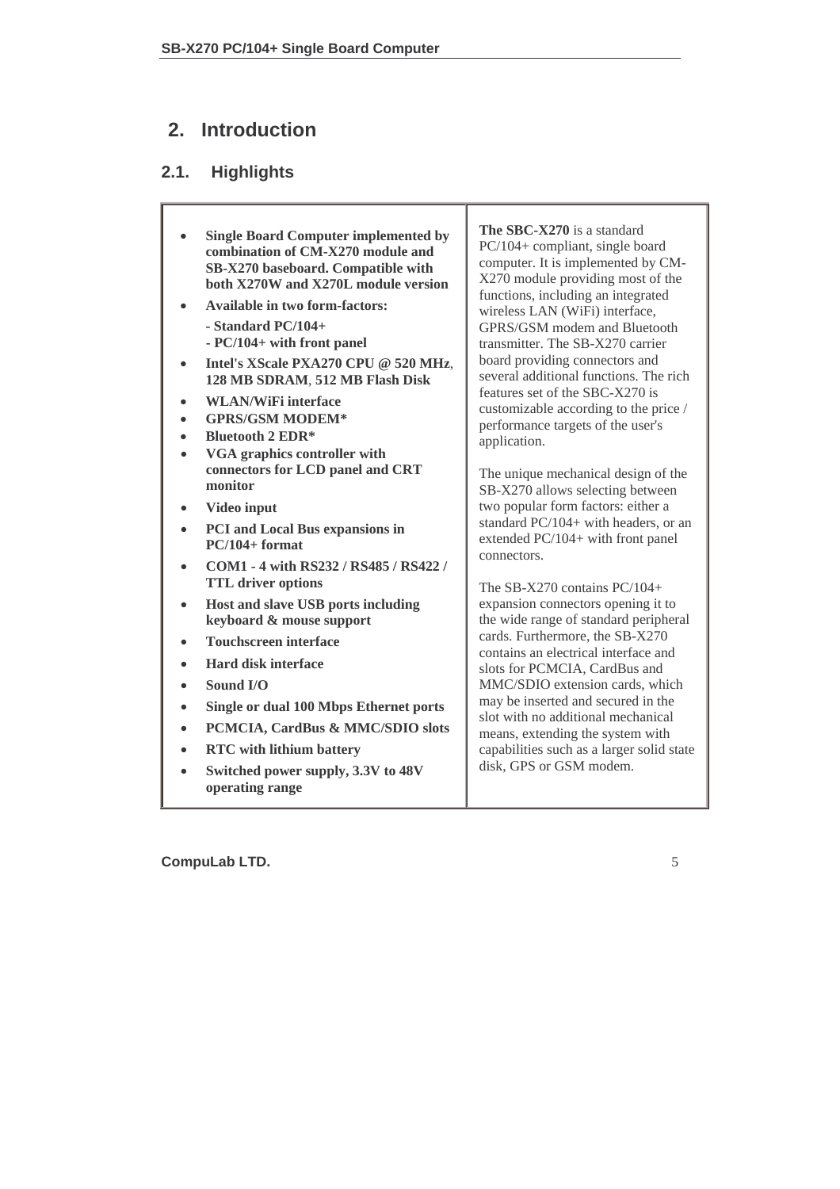# 2. Introduction

## 2.1. Highlights

- **Single Board Computer implemented by combination of CM-X270 module and SB-X270 baseboard. Compatible with both X270W and X270L module version**
- **Available in two form-factors:**
  - **- Standard PC/104+**
  - **- PC/104+ with front panel**
- **Intel's XScale PXA270 CPU @ 520 MHz**, **128 MB SDRAM**, **512 MB Flash Disk**
- **WLAN/WiFi interface**
- **GPRS/GSM MODEM***
- **Bluetooth 2 EDR***
- **VGA graphics controller with connectors for LCD panel and CRT monitor**
- **Video input**
- **PCI and Local Bus expansions in PC/104+ format**
- **COM1 - 4 with RS232 / RS485 / RS422 / TTL driver options**
- **Host and slave USB ports including keyboard & mouse support**
- **Touchscreen interface**
- **Hard disk interface**
- **Sound I/O**
- **Single or dual 100 Mbps Ethernet ports**
- **PCMCIA, CardBus & MMC/SDIO slots**
- **RTC with lithium battery**
- **Switched power supply, 3.3V to 48V operating range**

**The SBC-X270** is a standard PC/104+ compliant, single board computer. It is implemented by CM-X270 module providing most of the functions, including an integrated wireless LAN (WiFi) interface, GPRS/GSM modem and Bluetooth transmitter. The SB-X270 carrier board providing connectors and several additional functions. The rich features set of the SBC-X270 is customizable according to the price / performance targets of the user's application.

The unique mechanical design of the SB-X270 allows selecting between two popular form factors: either a standard PC/104+ with headers, or an extended PC/104+ with front panel connectors.

The SB-X270 contains PC/104+ expansion connectors opening it to the wide range of standard peripheral cards. Furthermore, the SB-X270 contains an electrical interface and slots for PCMCIA, CardBus and MMC/SDIO extension cards, which may be inserted and secured in the slot with no additional mechanical means, extending the system with capabilities such as a larger solid state disk, GPS or GSM modem.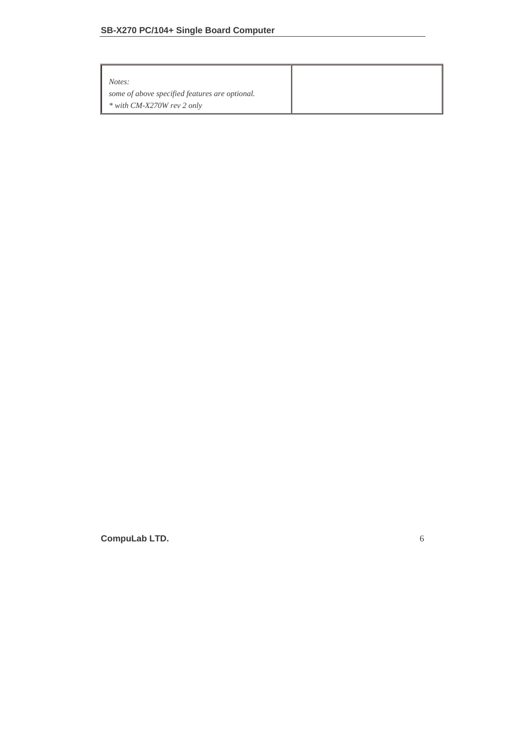| *Notes:*<br>*some of above specified features are optional.*<br>*\* with CM-X270W rev 2 only* | |
|---|---|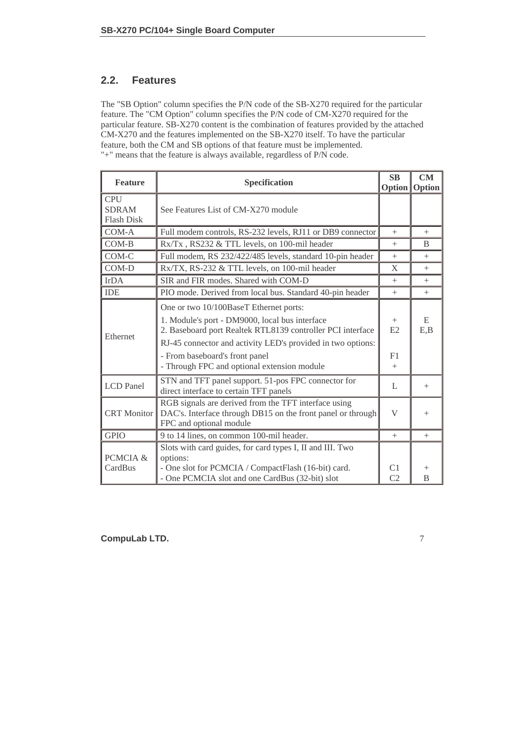## 2.2. Features

The "SB Option" column specifies the P/N code of the SB-X270 required for the particular feature. The "CM Option" column specifies the P/N code of CM-X270 required for the particular feature. SB-X270 content is the combination of features provided by the attached CM-X270 and the features implemented on the SB-X270 itself. To have the particular feature, both the CM and SB options of that feature must be implemented.
"+" means that the feature is always available, regardless of P/N code.

| Feature | Specification | SB Option | CM Option |
|---|---|---|---|
| CPU<br>SDRAM<br>Flash Disk | See Features List of CM-X270 module | | |
| COM-A | Full modem controls, RS-232 levels, RJ11 or DB9 connector | + | + |
| COM-B | Rx/Tx , RS232 & TTL levels, on 100-mil header | + | B |
| COM-C | Full modem, RS 232/422/485 levels, standard 10-pin header | + | + |
| COM-D | Rx/TX, RS-232 & TTL levels, on 100-mil header | X | + |
| IrDA | SIR and FIR modes. Shared with COM-D | + | + |
| IDE | PIO mode. Derived from local bus. Standard 40-pin header | + | + |
| Ethernet | One or two 10/100BaseT Ethernet ports:<br>1. Module's port - DM9000, local bus interface<br>2. Baseboard port Realtek RTL8139 controller PCI interface<br>RJ-45 connector and activity LED's provided in two options:<br>- From baseboard's front panel<br>- Through FPC and optional extension module | <br>+<br>E2<br><br>F1<br>+ | <br>E<br>E,B<br><br><br> |
| LCD Panel | STN and TFT panel support. 51-pos FPC connector for direct interface to certain TFT panels | L | + |
| CRT Monitor | RGB signals are derived from the TFT interface using DAC's. Interface through DB15 on the front panel or through FPC and optional module | V | + |
| GPIO | 9 to 14 lines, on common 100-mil header. | + | + |
| PCMCIA & CardBus | Slots with card guides, for card types I, II and III. Two options:<br>- One slot for PCMCIA / CompactFlash (16-bit) card.<br>- One PCMCIA slot and one CardBus (32-bit) slot | <br><br>C1<br>C2 | <br><br>+<br>B |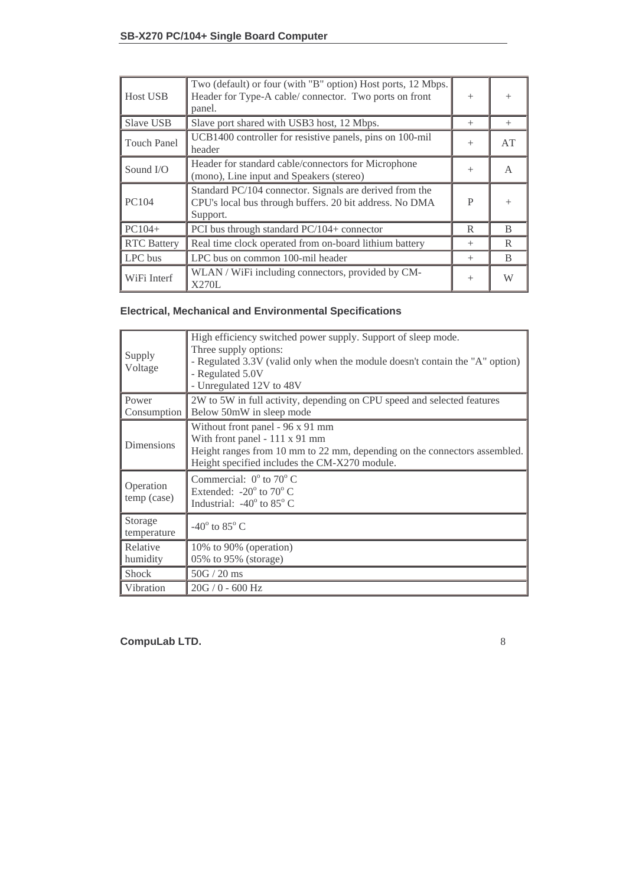| Host USB | Two (default) or four (with "B" option) Host ports, 12 Mbps. Header for Type-A cable/ connector. Two ports on front panel. | + | + |
|---|---|---|---|
| Slave USB | Slave port shared with USB3 host, 12 Mbps. | + | + |
| Touch Panel | UCB1400 controller for resistive panels, pins on 100-mil header | + | AT |
| Sound I/O | Header for standard cable/connectors for Microphone (mono), Line input and Speakers (stereo) | + | A |
| PC104 | Standard PC/104 connector. Signals are derived from the CPU's local bus through buffers. 20 bit address. No DMA Support. | P | + |
| PC104+ | PCI bus through standard PC/104+ connector | R | B |
| RTC Battery | Real time clock operated from on-board lithium battery | + | R |
| LPC bus | LPC bus on common 100-mil header | + | B |
| WiFi Interf | WLAN / WiFi including connectors, provided by CM-X270L | + | W |

### Electrical, Mechanical and Environmental Specifications

| Supply Voltage | High efficiency switched power supply. Support of sleep mode.<br>Three supply options:<br>- Regulated 3.3V (valid only when the module doesn't contain the "A" option)<br>- Regulated 5.0V<br>- Unregulated 12V to 48V |
|---|---|
| Power Consumption | 2W to 5W in full activity, depending on CPU speed and selected features<br>Below 50mW in sleep mode |
| Dimensions | Without front panel - 96 x 91 mm<br>With front panel - 111 x 91 mm<br>Height ranges from 10 mm to 22 mm, depending on the connectors assembled.<br>Height specified includes the CM-X270 module. |
| Operation temp (case) | Commercial: $0^o$ to $70^o$ C<br>Extended: $-20^o$ to $70^o$ C<br>Industrial: $-40^o$ to $85^o$ C |
| Storage temperature | $-40^o$ to $85^o$ C |
| Relative humidity | 10% to 90% (operation)<br>05% to 95% (storage) |
| Shock | 50G / 20 ms |
| Vibration | 20G / 0 - 600 Hz |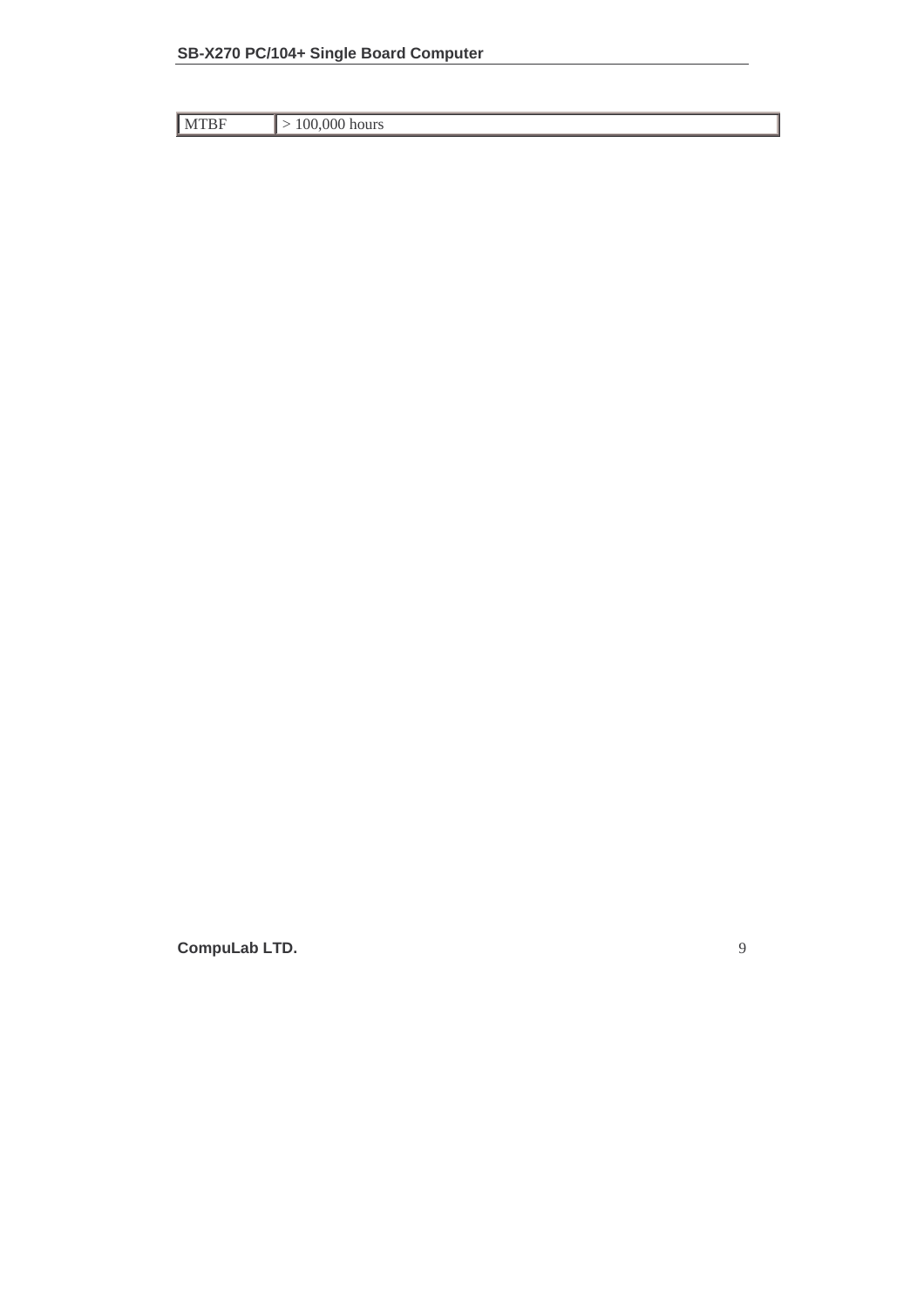| MTBF | > 100,000 hours |
| --- | --- |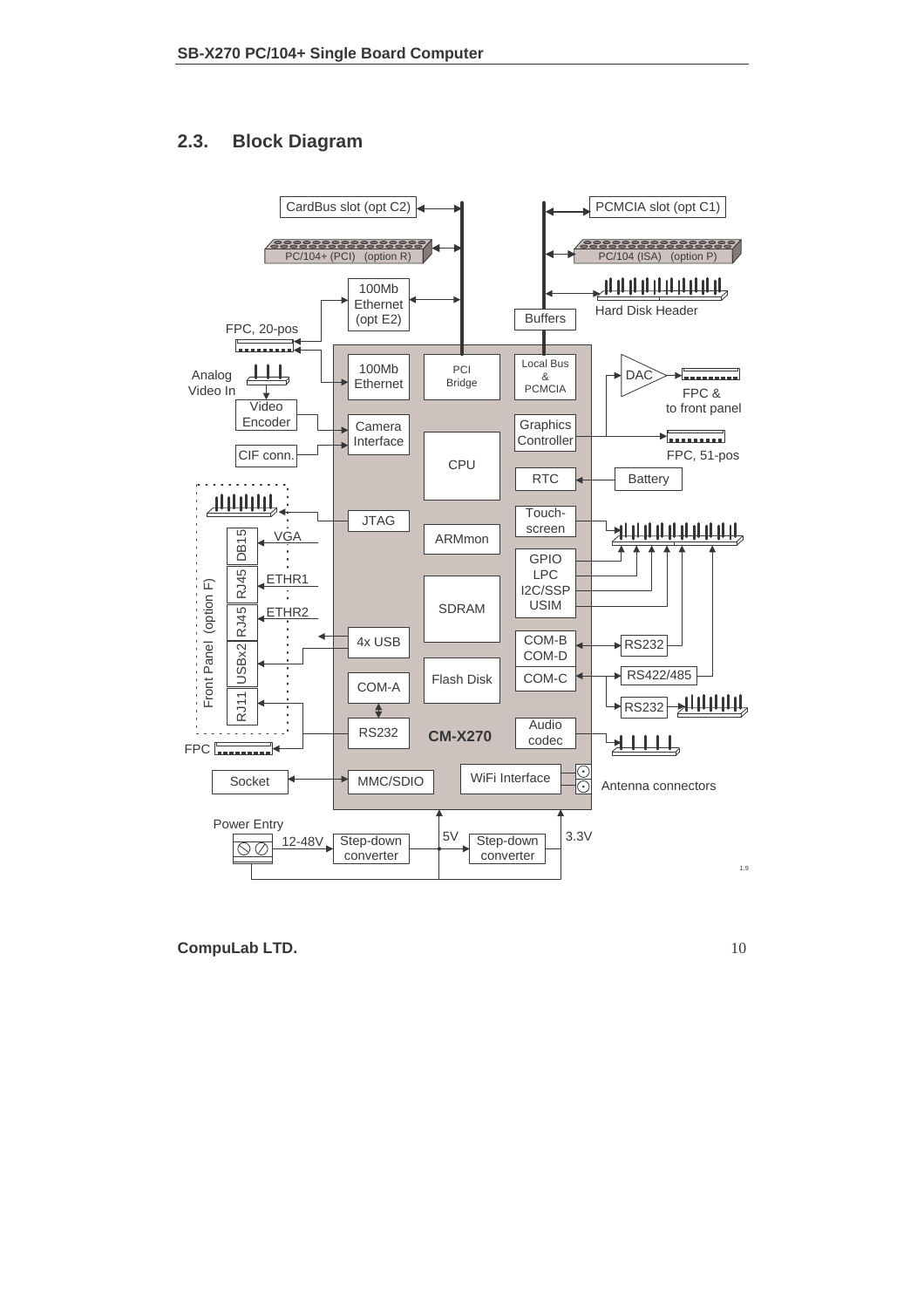## 2.3. Block Diagram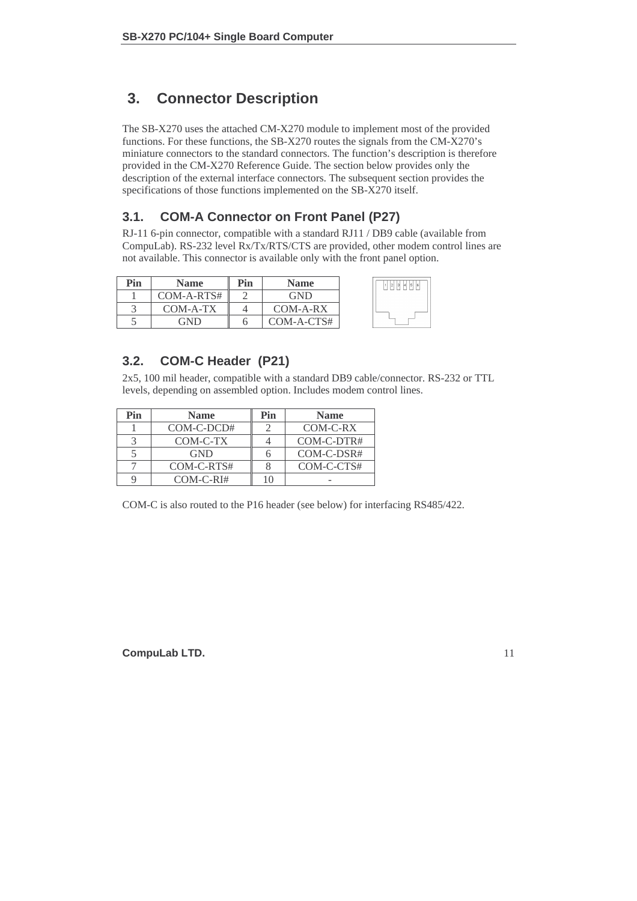# 3. Connector Description

The SB-X270 uses the attached CM-X270 module to implement most of the provided functions. For these functions, the SB-X270 routes the signals from the CM-X270's miniature connectors to the standard connectors. The function's description is therefore provided in the CM-X270 Reference Guide. The section below provides only the description of the external interface connectors. The subsequent section provides the specifications of those functions implemented on the SB-X270 itself.

## 3.1. COM-A Connector on Front Panel (P27)

RJ-11 6-pin connector, compatible with a standard RJ11 / DB9 cable (available from CompuLab). RS-232 level Rx/Tx/RTS/CTS are provided, other modem control lines are not available. This connector is available only with the front panel option.

| Pin | Name | Pin | Name |
|---|---|---|---|
| 1 | COM-A-RTS# | 2 | GND |
| 3 | COM-A-TX | 4 | COM-A-RX |
| 5 | GND | 6 | COM-A-CTS# |

## 3.2. COM-C Header (P21)

2x5, 100 mil header, compatible with a standard DB9 cable/connector. RS-232 or TTL levels, depending on assembled option. Includes modem control lines.

| Pin | Name | Pin | Name |
|---|---|---|---|
| 1 | COM-C-DCD# | 2 | COM-C-RX |
| 3 | COM-C-TX | 4 | COM-C-DTR# |
| 5 | GND | 6 | COM-C-DSR# |
| 7 | COM-C-RTS# | 8 | COM-C-CTS# |
| 9 | COM-C-RI# | 10 | - |

COM-C is also routed to the P16 header (see below) for interfacing RS485/422.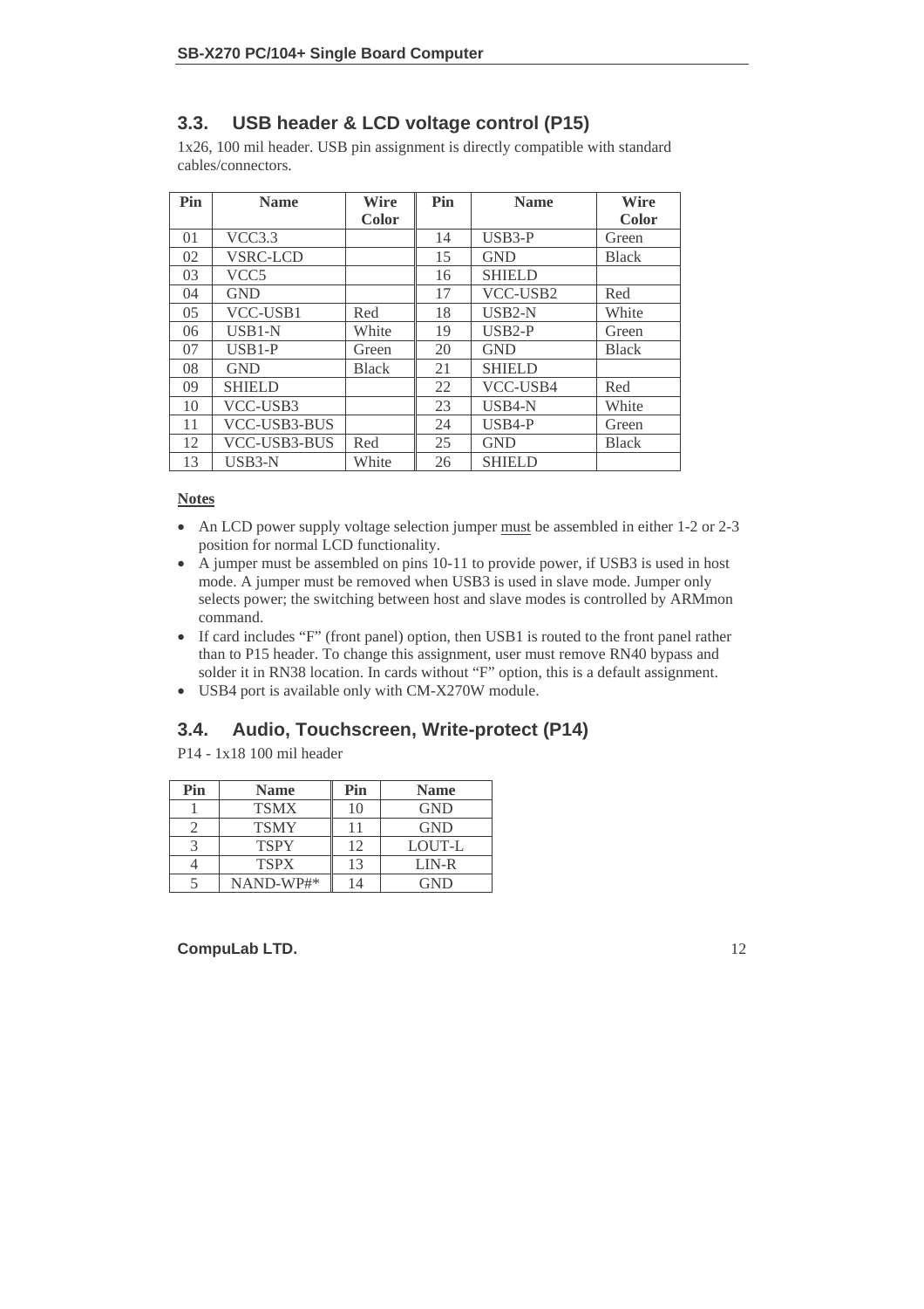## 3.3. USB header & LCD voltage control (P15)

1x26, 100 mil header. USB pin assignment is directly compatible with standard cables/connectors.

| Pin | Name | Wire Color | Pin | Name | Wire Color |
|---|---|---|---|---|---|
| 01 | VCC3.3 | | 14 | USB3-P | Green |
| 02 | VSRC-LCD | | 15 | GND | Black |
| 03 | VCC5 | | 16 | SHIELD | |
| 04 | GND | | 17 | VCC-USB2 | Red |
| 05 | VCC-USB1 | Red | 18 | USB2-N | White |
| 06 | USB1-N | White | 19 | USB2-P | Green |
| 07 | USB1-P | Green | 20 | GND | Black |
| 08 | GND | Black | 21 | SHIELD | |
| 09 | SHIELD | | 22 | VCC-USB4 | Red |
| 10 | VCC-USB3 | | 23 | USB4-N | White |
| 11 | VCC-USB3-BUS | | 24 | USB4-P | Green |
| 12 | VCC-USB3-BUS | Red | 25 | GND | Black |
| 13 | USB3-N | White | 26 | SHIELD | |

**Notes**

- An LCD power supply voltage selection jumper must be assembled in either 1-2 or 2-3 position for normal LCD functionality.
- A jumper must be assembled on pins 10-11 to provide power, if USB3 is used in host mode. A jumper must be removed when USB3 is used in slave mode. Jumper only selects power; the switching between host and slave modes is controlled by ARMmon command.
- If card includes "F" (front panel) option, then USB1 is routed to the front panel rather than to P15 header. To change this assignment, user must remove RN40 bypass and solder it in RN38 location. In cards without "F" option, this is a default assignment.
- USB4 port is available only with CM-X270W module.

## 3.4. Audio, Touchscreen, Write-protect (P14)

P14 - 1x18 100 mil header

| Pin | Name | Pin | Name |
|---|---|---|---|
| 1 | TSMX | 10 | GND |
| 2 | TSMY | 11 | GND |
| 3 | TSPY | 12 | LOUT-L |
| 4 | TSPX | 13 | LIN-R |
| 5 | NAND-WP#* | 14 | GND |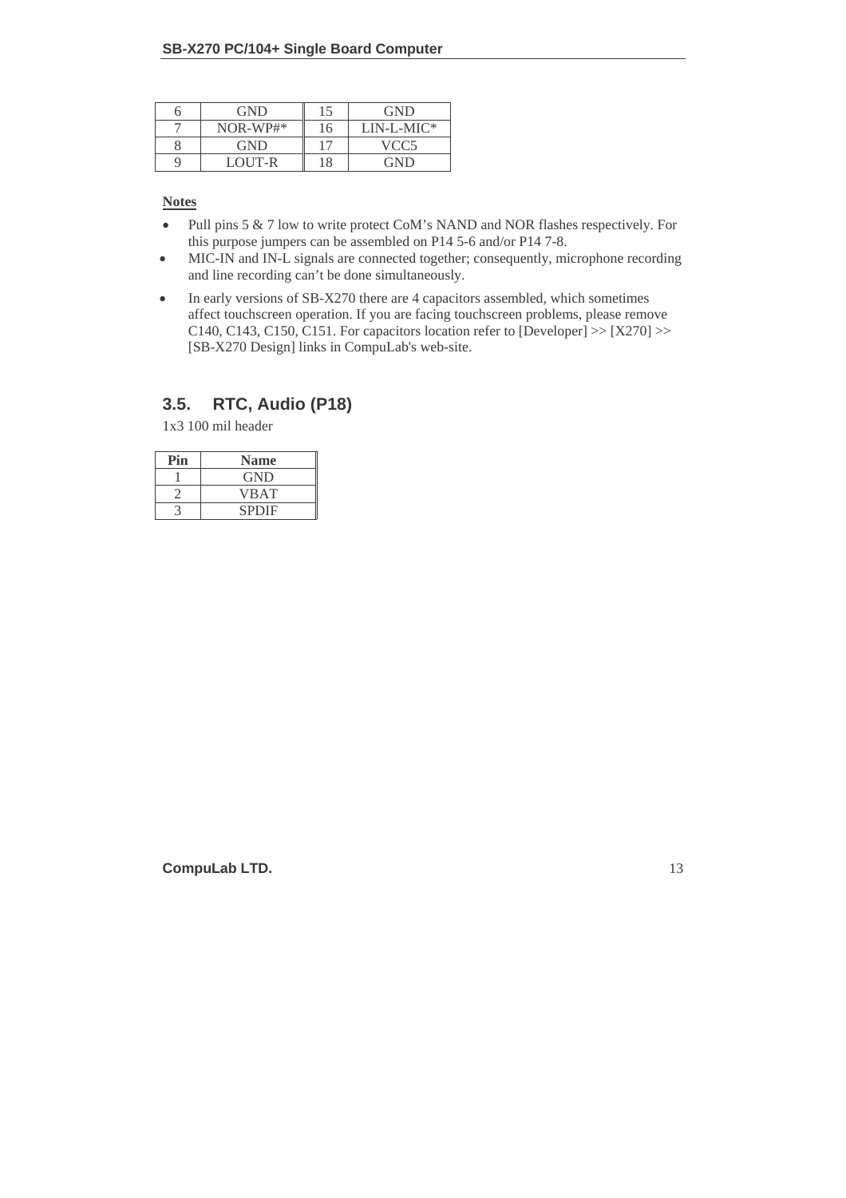| 6 | GND | 15 | GND |
|---|---|---|---|
| 7 | NOR-WP#* | 16 | LIN-L-MIC* |
| 8 | GND | 17 | VCC5 |
| 9 | LOUT-R | 18 | GND |

**Notes**

- Pull pins 5 & 7 low to write protect CoM's NAND and NOR flashes respectively. For this purpose jumpers can be assembled on P14 5-6 and/or P14 7-8.
- MIC-IN and IN-L signals are connected together; consequently, microphone recording and line recording can't be done simultaneously.
- In early versions of SB-X270 there are 4 capacitors assembled, which sometimes affect touchscreen operation. If you are facing touchscreen problems, please remove C140, C143, C150, C151. For capacitors location refer to [Developer] >> [X270] >> [SB-X270 Design] links in CompuLab's web-site.

## 3.5. RTC, Audio (P18)

1x3 100 mil header

| Pin | Name |
|---|---|
| 1 | GND |
| 2 | VBAT |
| 3 | SPDIF |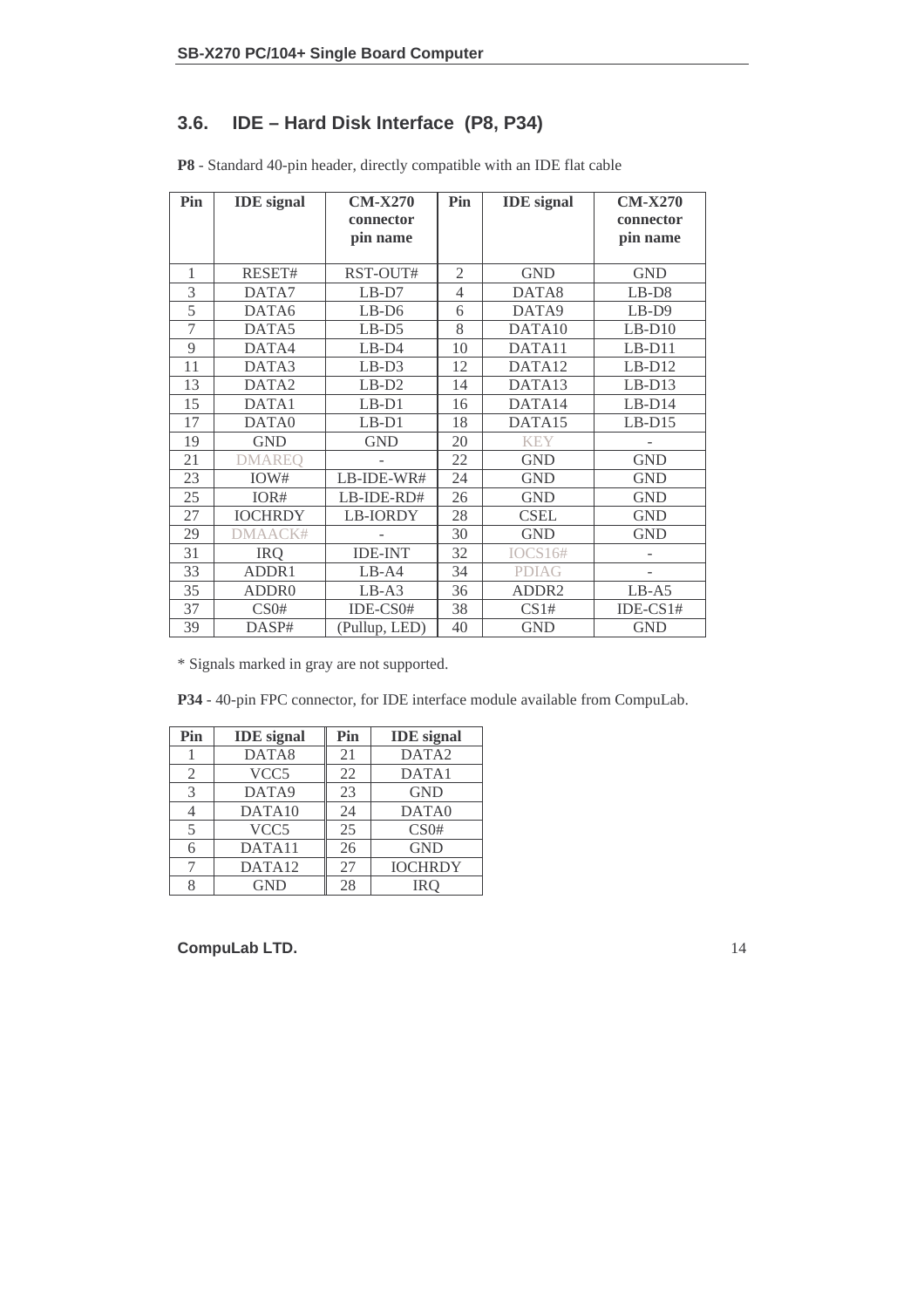## 3.6. IDE – Hard Disk Interface (P8, P34)

**P8** - Standard 40-pin header, directly compatible with an IDE flat cable

| Pin | IDE signal | CM-X270 connector pin name | Pin | IDE signal | CM-X270 connector pin name |
|---|---|---|---|---|---|
| 1 | RESET# | RST-OUT# | 2 | GND | GND |
| 3 | DATA7 | LB-D7 | 4 | DATA8 | LB-D8 |
| 5 | DATA6 | LB-D6 | 6 | DATA9 | LB-D9 |
| 7 | DATA5 | LB-D5 | 8 | DATA10 | LB-D10 |
| 9 | DATA4 | LB-D4 | 10 | DATA11 | LB-D11 |
| 11 | DATA3 | LB-D3 | 12 | DATA12 | LB-D12 |
| 13 | DATA2 | LB-D2 | 14 | DATA13 | LB-D13 |
| 15 | DATA1 | LB-D1 | 16 | DATA14 | LB-D14 |
| 17 | DATA0 | LB-D1 | 18 | DATA15 | LB-D15 |
| 19 | GND | GND | 20 | KEY | - |
| 21 | DMAREQ | - | 22 | GND | GND |
| 23 | IOW# | LB-IDE-WR# | 24 | GND | GND |
| 25 | IOR# | LB-IDE-RD# | 26 | GND | GND |
| 27 | IOCHRDY | LB-IORDY | 28 | CSEL | GND |
| 29 | DMAACK# | - | 30 | GND | GND |
| 31 | IRQ | IDE-INT | 32 | IOCS16# | - |
| 33 | ADDR1 | LB-A4 | 34 | PDIAG | - |
| 35 | ADDR0 | LB-A3 | 36 | ADDR2 | LB-A5 |
| 37 | CS0# | IDE-CS0# | 38 | CS1# | IDE-CS1# |
| 39 | DASP# | (Pullup, LED) | 40 | GND | GND |

* Signals marked in gray are not supported.

**P34** - 40-pin FPC connector, for IDE interface module available from CompuLab.

| Pin | IDE signal | Pin | IDE signal |
|---|---|---|---|
| 1 | DATA8 | 21 | DATA2 |
| 2 | VCC5 | 22 | DATA1 |
| 3 | DATA9 | 23 | GND |
| 4 | DATA10 | 24 | DATA0 |
| 5 | VCC5 | 25 | CS0# |
| 6 | DATA11 | 26 | GND |
| 7 | DATA12 | 27 | IOCHRDY |
| 8 | GND | 28 | IRQ |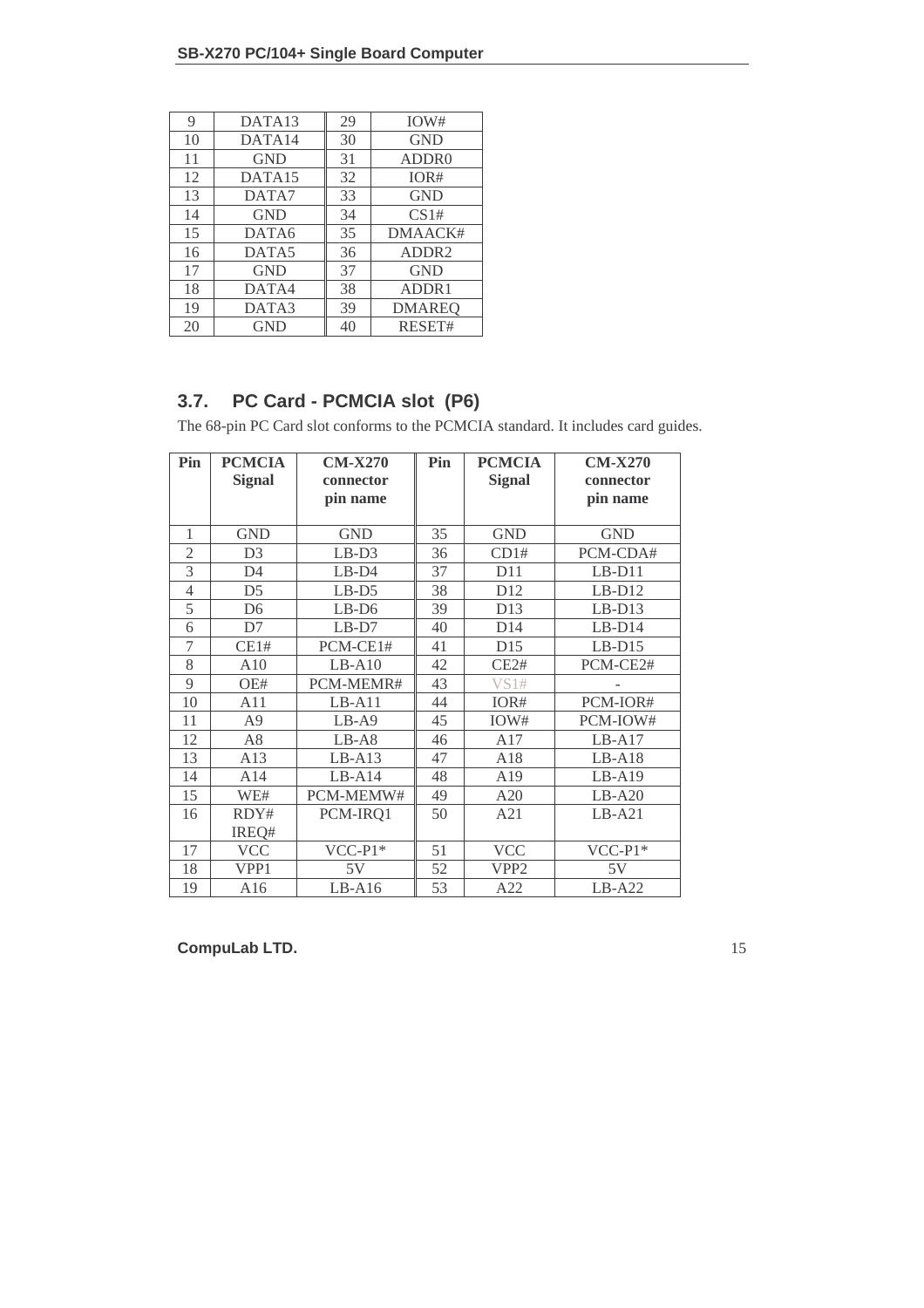| 9 | DATA13 | 29 | IOW# |
|---|---|---|---|
| 10 | DATA14 | 30 | GND |
| 11 | GND | 31 | ADDR0 |
| 12 | DATA15 | 32 | IOR# |
| 13 | DATA7 | 33 | GND |
| 14 | GND | 34 | CS1# |
| 15 | DATA6 | 35 | DMAACK# |
| 16 | DATA5 | 36 | ADDR2 |
| 17 | GND | 37 | GND |
| 18 | DATA4 | 38 | ADDR1 |
| 19 | DATA3 | 39 | DMAREQ |
| 20 | GND | 40 | RESET# |

## 3.7. PC Card - PCMCIA slot (P6)

The 68-pin PC Card slot conforms to the PCMCIA standard. It includes card guides.

| Pin | PCMCIA Signal | CM-X270 connector pin name | Pin | PCMCIA Signal | CM-X270 connector pin name |
|---|---|---|---|---|---|
| 1 | GND | GND | 35 | GND | GND |
| 2 | D3 | LB-D3 | 36 | CD1# | PCM-CDA# |
| 3 | D4 | LB-D4 | 37 | D11 | LB-D11 |
| 4 | D5 | LB-D5 | 38 | D12 | LB-D12 |
| 5 | D6 | LB-D6 | 39 | D13 | LB-D13 |
| 6 | D7 | LB-D7 | 40 | D14 | LB-D14 |
| 7 | CE1# | PCM-CE1# | 41 | D15 | LB-D15 |
| 8 | A10 | LB-A10 | 42 | CE2# | PCM-CE2# |
| 9 | OE# | PCM-MEMR# | 43 | VS1# | - |
| 10 | A11 | LB-A11 | 44 | IOR# | PCM-IOR# |
| 11 | A9 | LB-A9 | 45 | IOW# | PCM-IOW# |
| 12 | A8 | LB-A8 | 46 | A17 | LB-A17 |
| 13 | A13 | LB-A13 | 47 | A18 | LB-A18 |
| 14 | A14 | LB-A14 | 48 | A19 | LB-A19 |
| 15 | WE# | PCM-MEMW# | 49 | A20 | LB-A20 |
| 16 | RDY# IREQ# | PCM-IRQ1 | 50 | A21 | LB-A21 |
| 17 | VCC | VCC-P1* | 51 | VCC | VCC-P1* |
| 18 | VPP1 | 5V | 52 | VPP2 | 5V |
| 19 | A16 | LB-A16 | 53 | A22 | LB-A22 |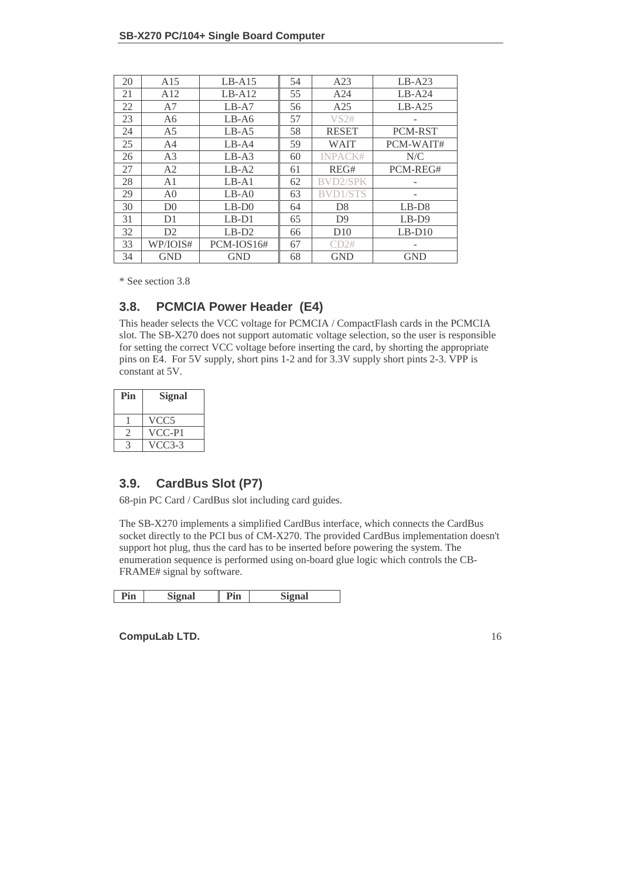| 20 | A15 | LB-A15 | 54 | A23 | LB-A23 |
|---|---|---|---|---|---|
| 21 | A12 | LB-A12 | 55 | A24 | LB-A24 |
| 22 | A7 | LB-A7 | 56 | A25 | LB-A25 |
| 23 | A6 | LB-A6 | 57 | VS2# | - |
| 24 | A5 | LB-A5 | 58 | RESET | PCM-RST |
| 25 | A4 | LB-A4 | 59 | WAIT | PCM-WAIT# |
| 26 | A3 | LB-A3 | 60 | INPACK# | N/C |
| 27 | A2 | LB-A2 | 61 | REG# | PCM-REG# |
| 28 | A1 | LB-A1 | 62 | BVD2/SPK | - |
| 29 | A0 | LB-A0 | 63 | BVD1/STS | - |
| 30 | D0 | LB-D0 | 64 | D8 | LB-D8 |
| 31 | D1 | LB-D1 | 65 | D9 | LB-D9 |
| 32 | D2 | LB-D2 | 66 | D10 | LB-D10 |
| 33 | WP/IOIS# | PCM-IOS16# | 67 | CD2# | - |
| 34 | GND | GND | 68 | GND | GND |

* See section 3.8

## 3.8. PCMCIA Power Header (E4)

This header selects the VCC voltage for PCMCIA / CompactFlash cards in the PCMCIA slot. The SB-X270 does not support automatic voltage selection, so the user is responsible for setting the correct VCC voltage before inserting the card, by shorting the appropriate pins on E4. For 5V supply, short pins 1-2 and for 3.3V supply short pints 2-3. VPP is constant at 5V.

| Pin | Signal |
|---|---|
| 1 | VCC5 |
| 2 | VCC-P1 |
| 3 | VCC3-3 |

## 3.9. CardBus Slot (P7)

68-pin PC Card / CardBus slot including card guides.

The SB-X270 implements a simplified CardBus interface, which connects the CardBus socket directly to the PCI bus of CM-X270. The provided CardBus implementation doesn't support hot plug, thus the card has to be inserted before powering the system. The enumeration sequence is performed using on-board glue logic which controls the CB-FRAME# signal by software.

| Pin | Signal | Pin | Signal |
|---|---|---|---|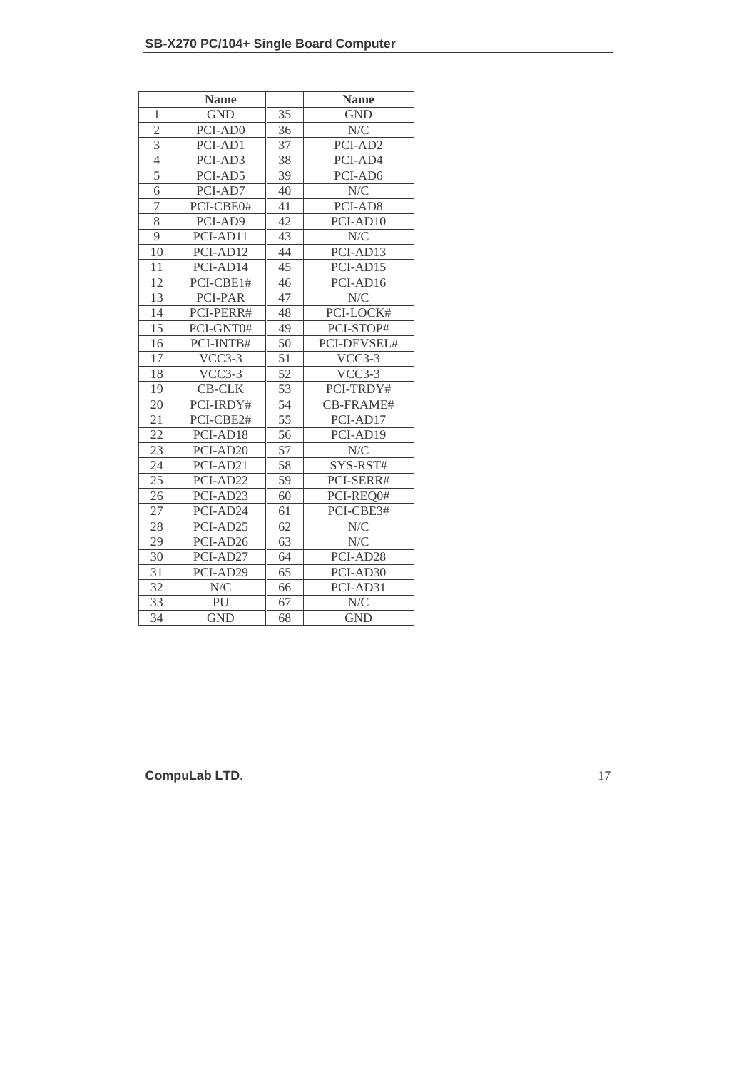|  | Name |  | Name |
|---|---|---|---|
| 1 | GND | 35 | GND |
| 2 | PCI-AD0 | 36 | N/C |
| 3 | PCI-AD1 | 37 | PCI-AD2 |
| 4 | PCI-AD3 | 38 | PCI-AD4 |
| 5 | PCI-AD5 | 39 | PCI-AD6 |
| 6 | PCI-AD7 | 40 | N/C |
| 7 | PCI-CBE0# | 41 | PCI-AD8 |
| 8 | PCI-AD9 | 42 | PCI-AD10 |
| 9 | PCI-AD11 | 43 | N/C |
| 10 | PCI-AD12 | 44 | PCI-AD13 |
| 11 | PCI-AD14 | 45 | PCI-AD15 |
| 12 | PCI-CBE1# | 46 | PCI-AD16 |
| 13 | PCI-PAR | 47 | N/C |
| 14 | PCI-PERR# | 48 | PCI-LOCK# |
| 15 | PCI-GNT0# | 49 | PCI-STOP# |
| 16 | PCI-INTB# | 50 | PCI-DEVSEL# |
| 17 | VCC3-3 | 51 | VCC3-3 |
| 18 | VCC3-3 | 52 | VCC3-3 |
| 19 | CB-CLK | 53 | PCI-TRDY# |
| 20 | PCI-IRDY# | 54 | CB-FRAME# |
| 21 | PCI-CBE2# | 55 | PCI-AD17 |
| 22 | PCI-AD18 | 56 | PCI-AD19 |
| 23 | PCI-AD20 | 57 | N/C |
| 24 | PCI-AD21 | 58 | SYS-RST# |
| 25 | PCI-AD22 | 59 | PCI-SERR# |
| 26 | PCI-AD23 | 60 | PCI-REQ0# |
| 27 | PCI-AD24 | 61 | PCI-CBE3# |
| 28 | PCI-AD25 | 62 | N/C |
| 29 | PCI-AD26 | 63 | N/C |
| 30 | PCI-AD27 | 64 | PCI-AD28 |
| 31 | PCI-AD29 | 65 | PCI-AD30 |
| 32 | N/C | 66 | PCI-AD31 |
| 33 | PU | 67 | N/C |
| 34 | GND | 68 | GND |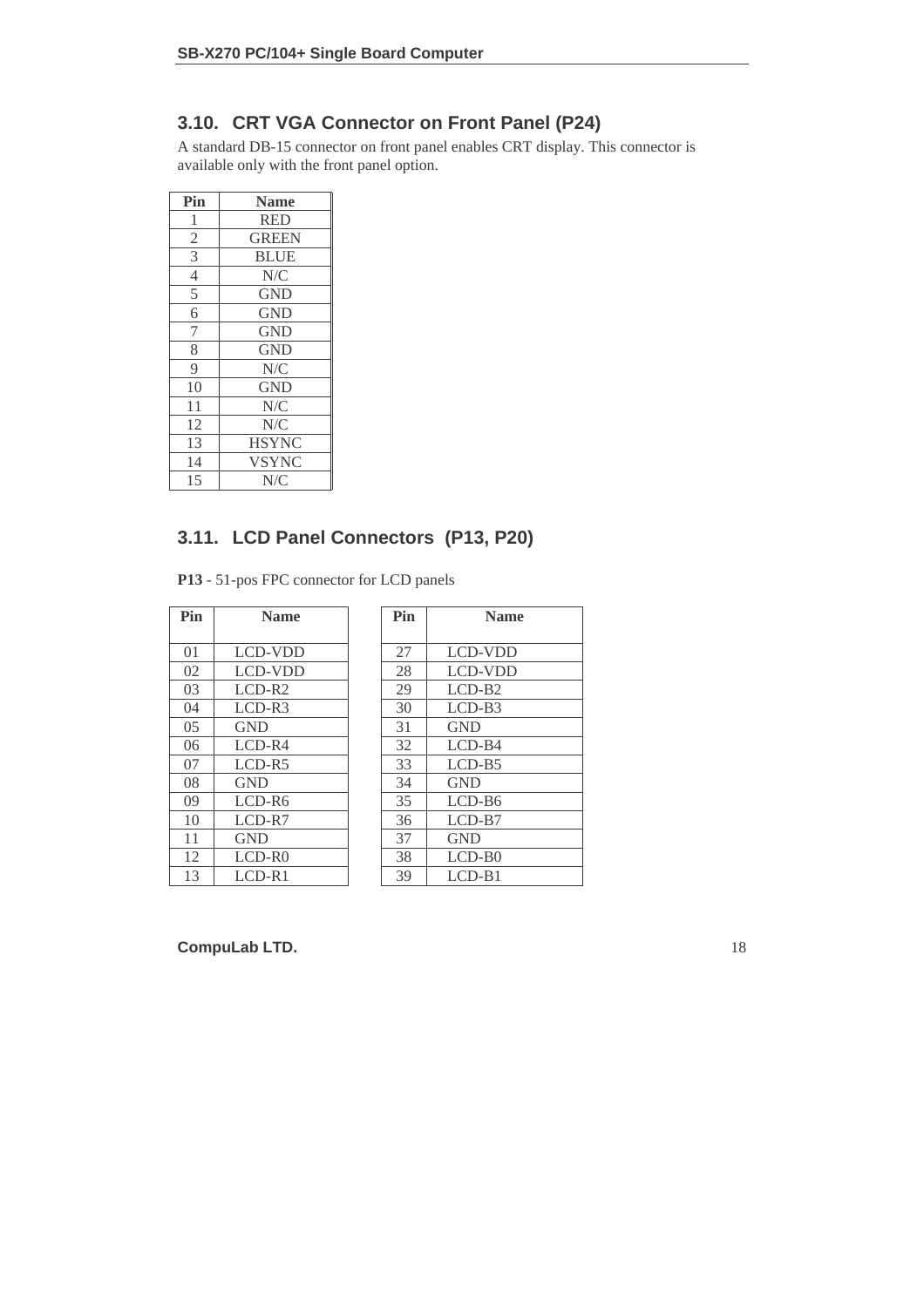## 3.10. CRT VGA Connector on Front Panel (P24)

A standard DB-15 connector on front panel enables CRT display. This connector is available only with the front panel option.

| Pin | Name |
|---|---|
| 1 | RED |
| 2 | GREEN |
| 3 | BLUE |
| 4 | N/C |
| 5 | GND |
| 6 | GND |
| 7 | GND |
| 8 | GND |
| 9 | N/C |
| 10 | GND |
| 11 | N/C |
| 12 | N/C |
| 13 | HSYNC |
| 14 | VSYNC |
| 15 | N/C |

## 3.11. LCD Panel Connectors (P13, P20)

**P13** - 51-pos FPC connector for LCD panels

| Pin | Name |
|---|---|
| 01 | LCD-VDD |
| 02 | LCD-VDD |
| 03 | LCD-R2 |
| 04 | LCD-R3 |
| 05 | GND |
| 06 | LCD-R4 |
| 07 | LCD-R5 |
| 08 | GND |
| 09 | LCD-R6 |
| 10 | LCD-R7 |
| 11 | GND |
| 12 | LCD-R0 |
| 13 | LCD-R1 |

| Pin | Name |
|---|---|
| 27 | LCD-VDD |
| 28 | LCD-VDD |
| 29 | LCD-B2 |
| 30 | LCD-B3 |
| 31 | GND |
| 32 | LCD-B4 |
| 33 | LCD-B5 |
| 34 | GND |
| 35 | LCD-B6 |
| 36 | LCD-B7 |
| 37 | GND |
| 38 | LCD-B0 |
| 39 | LCD-B1 |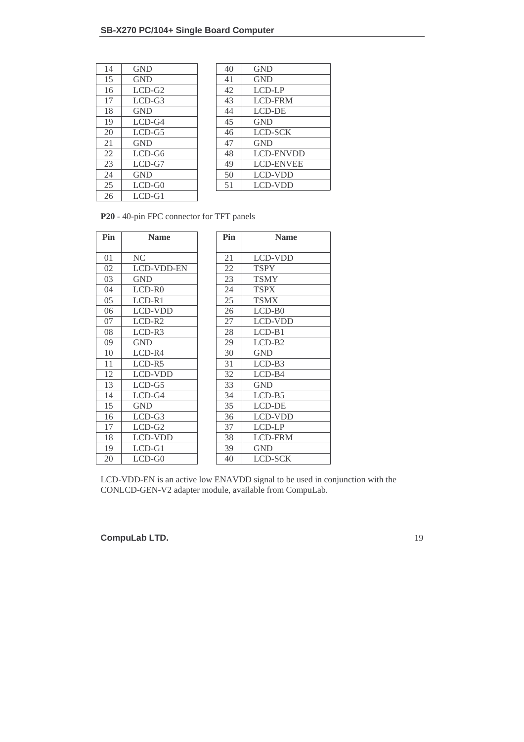| 14 | GND |
|---|---|
| 15 | GND |
| 16 | LCD-G2 |
| 17 | LCD-G3 |
| 18 | GND |
| 19 | LCD-G4 |
| 20 | LCD-G5 |
| 21 | GND |
| 22 | LCD-G6 |
| 23 | LCD-G7 |
| 24 | GND |
| 25 | LCD-G0 |
| 26 | LCD-G1 |

| 40 | GND |
|---|---|
| 41 | GND |
| 42 | LCD-LP |
| 43 | LCD-FRM |
| 44 | LCD-DE |
| 45 | GND |
| 46 | LCD-SCK |
| 47 | GND |
| 48 | LCD-ENVDD |
| 49 | LCD-ENVEE |
| 50 | LCD-VDD |
| 51 | LCD-VDD |

**P20** - 40-pin FPC connector for TFT panels

| Pin | Name |
|---|---|
| 01 | NC |
| 02 | LCD-VDD-EN |
| 03 | GND |
| 04 | LCD-R0 |
| 05 | LCD-R1 |
| 06 | LCD-VDD |
| 07 | LCD-R2 |
| 08 | LCD-R3 |
| 09 | GND |
| 10 | LCD-R4 |
| 11 | LCD-R5 |
| 12 | LCD-VDD |
| 13 | LCD-G5 |
| 14 | LCD-G4 |
| 15 | GND |
| 16 | LCD-G3 |
| 17 | LCD-G2 |
| 18 | LCD-VDD |
| 19 | LCD-G1 |
| 20 | LCD-G0 |

| Pin | Name |
|---|---|
| 21 | LCD-VDD |
| 22 | TSPY |
| 23 | TSMY |
| 24 | TSPX |
| 25 | TSMX |
| 26 | LCD-B0 |
| 27 | LCD-VDD |
| 28 | LCD-B1 |
| 29 | LCD-B2 |
| 30 | GND |
| 31 | LCD-B3 |
| 32 | LCD-B4 |
| 33 | GND |
| 34 | LCD-B5 |
| 35 | LCD-DE |
| 36 | LCD-VDD |
| 37 | LCD-LP |
| 38 | LCD-FRM |
| 39 | GND |
| 40 | LCD-SCK |

LCD-VDD-EN is an active low ENAVDD signal to be used in conjunction with the CONLCD-GEN-V2 adapter module, available from CompuLab.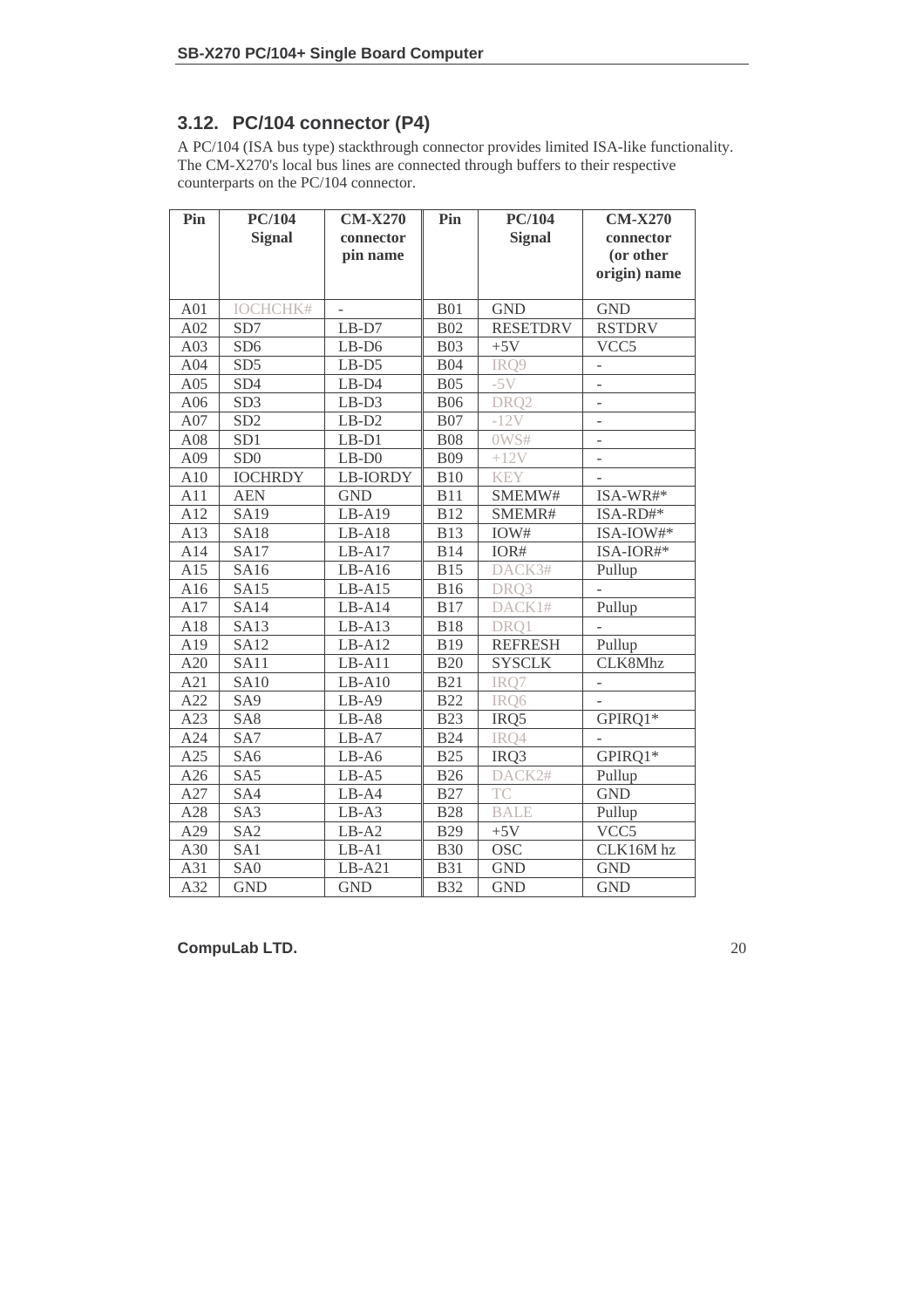## 3.12. PC/104 connector (P4)

A PC/104 (ISA bus type) stackthrough connector provides limited ISA-like functionality. The CM-X270's local bus lines are connected through buffers to their respective counterparts on the PC/104 connector.

| Pin | PC/104 Signal | CM-X270 connector pin name | Pin | PC/104 Signal | CM-X270 connector (or other origin) name |
|---|---|---|---|---|---|
| A01 | IOCHCHK# | - | B01 | GND | GND |
| A02 | SD7 | LB-D7 | B02 | RESETDRV | RSTDRV |
| A03 | SD6 | LB-D6 | B03 | +5V | VCC5 |
| A04 | SD5 | LB-D5 | B04 | IRQ9 | - |
| A05 | SD4 | LB-D4 | B05 | -5V | - |
| A06 | SD3 | LB-D3 | B06 | DRQ2 | - |
| A07 | SD2 | LB-D2 | B07 | -12V | - |
| A08 | SD1 | LB-D1 | B08 | 0WS# | - |
| A09 | SD0 | LB-D0 | B09 | +12V | - |
| A10 | IOCHRDY | LB-IORDY | B10 | KEY | - |
| A11 | AEN | GND | B11 | SMEMW# | ISA-WR#* |
| A12 | SA19 | LB-A19 | B12 | SMEMR# | ISA-RD#* |
| A13 | SA18 | LB-A18 | B13 | IOW# | ISA-IOW#* |
| A14 | SA17 | LB-A17 | B14 | IOR# | ISA-IOR#* |
| A15 | SA16 | LB-A16 | B15 | DACK3# | Pullup |
| A16 | SA15 | LB-A15 | B16 | DRQ3 | - |
| A17 | SA14 | LB-A14 | B17 | DACK1# | Pullup |
| A18 | SA13 | LB-A13 | B18 | DRQ1 | - |
| A19 | SA12 | LB-A12 | B19 | REFRESH | Pullup |
| A20 | SA11 | LB-A11 | B20 | SYSCLK | CLK8Mhz |
| A21 | SA10 | LB-A10 | B21 | IRQ7 | - |
| A22 | SA9 | LB-A9 | B22 | IRQ6 | - |
| A23 | SA8 | LB-A8 | B23 | IRQ5 | GPIRQ1* |
| A24 | SA7 | LB-A7 | B24 | IRQ4 | - |
| A25 | SA6 | LB-A6 | B25 | IRQ3 | GPIRQ1* |
| A26 | SA5 | LB-A5 | B26 | DACK2# | Pullup |
| A27 | SA4 | LB-A4 | B27 | TC | GND |
| A28 | SA3 | LB-A3 | B28 | BALE | Pullup |
| A29 | SA2 | LB-A2 | B29 | +5V | VCC5 |
| A30 | SA1 | LB-A1 | B30 | OSC | CLK16M hz |
| A31 | SA0 | LB-A21 | B31 | GND | GND |
| A32 | GND | GND | B32 | GND | GND |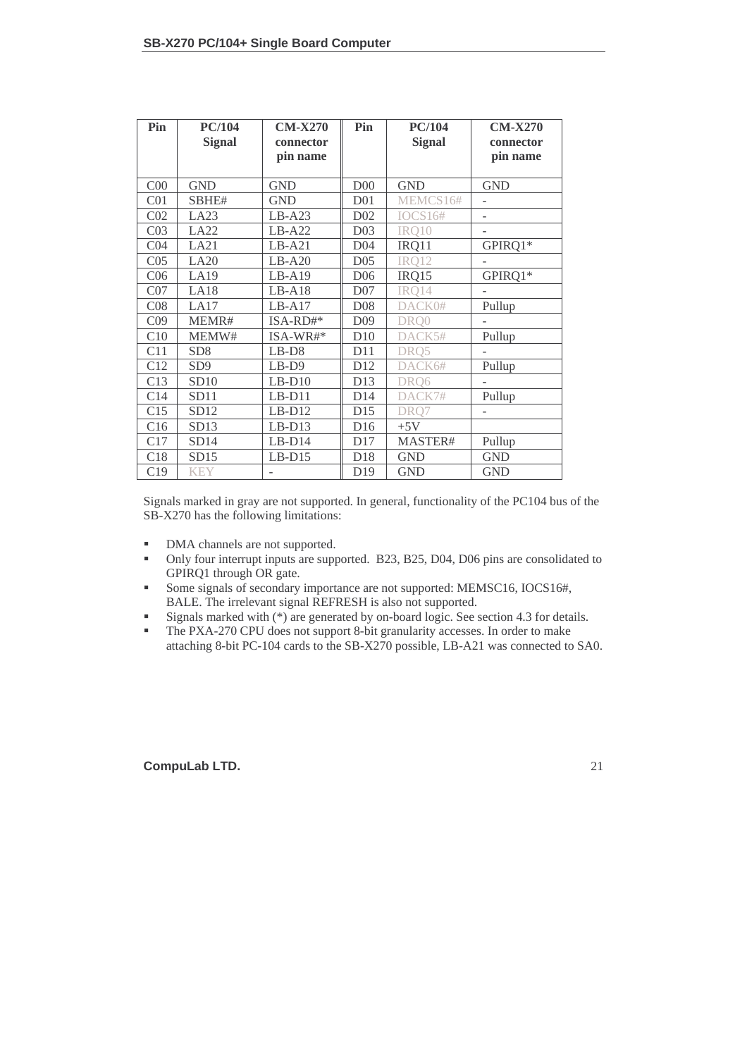| Pin | PC/104 Signal | CM-X270 connector pin name | Pin | PC/104 Signal | CM-X270 connector pin name |
|---|---|---|---|---|---|
| C00 | GND | GND | D00 | GND | GND |
| C01 | SBHE# | GND | D01 | MEMCS16# | - |
| C02 | LA23 | LB-A23 | D02 | IOCS16# | - |
| C03 | LA22 | LB-A22 | D03 | IRQ10 | - |
| C04 | LA21 | LB-A21 | D04 | IRQ11 | GPIRQ1* |
| C05 | LA20 | LB-A20 | D05 | IRQ12 | - |
| C06 | LA19 | LB-A19 | D06 | IRQ15 | GPIRQ1* |
| C07 | LA18 | LB-A18 | D07 | IRQ14 | - |
| C08 | LA17 | LB-A17 | D08 | DACK0# | Pullup |
| C09 | MEMR# | ISA-RD#* | D09 | DRQ0 | - |
| C10 | MEMW# | ISA-WR#* | D10 | DACK5# | Pullup |
| C11 | SD8 | LB-D8 | D11 | DRQ5 | - |
| C12 | SD9 | LB-D9 | D12 | DACK6# | Pullup |
| C13 | SD10 | LB-D10 | D13 | DRQ6 | - |
| C14 | SD11 | LB-D11 | D14 | DACK7# | Pullup |
| C15 | SD12 | LB-D12 | D15 | DRQ7 | - |
| C16 | SD13 | LB-D13 | D16 | +5V | |
| C17 | SD14 | LB-D14 | D17 | MASTER# | Pullup |
| C18 | SD15 | LB-D15 | D18 | GND | GND |
| C19 | KEY | - | D19 | GND | GND |

Signals marked in gray are not supported. In general, functionality of the PC104 bus of the SB-X270 has the following limitations:

- DMA channels are not supported.
- Only four interrupt inputs are supported. B23, B25, D04, D06 pins are consolidated to GPIRQ1 through OR gate.
- Some signals of secondary importance are not supported: MEMSC16, IOCS16#, BALE. The irrelevant signal REFRESH is also not supported.
- Signals marked with (*) are generated by on-board logic. See section 4.3 for details.
- The PXA-270 CPU does not support 8-bit granularity accesses. In order to make attaching 8-bit PC-104 cards to the SB-X270 possible, LB-A21 was connected to SA0.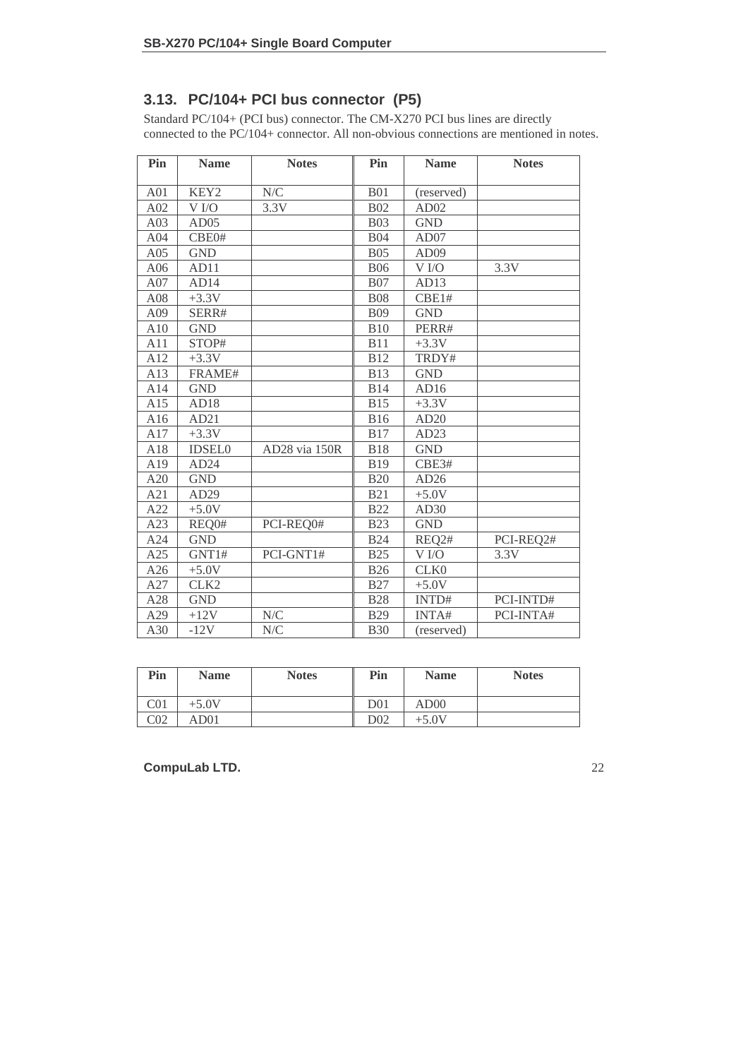## 3.13. PC/104+ PCI bus connector (P5)

Standard PC/104+ (PCI bus) connector. The CM-X270 PCI bus lines are directly connected to the PC/104+ connector. All non-obvious connections are mentioned in notes.

| Pin | Name | Notes | Pin | Name | Notes |
|---|---|---|---|---|---|
| A01 | KEY2 | N/C | B01 | (reserved) | |
| A02 | V I/O | 3.3V | B02 | AD02 | |
| A03 | AD05 | | B03 | GND | |
| A04 | CBE0# | | B04 | AD07 | |
| A05 | GND | | B05 | AD09 | |
| A06 | AD11 | | B06 | V I/O | 3.3V |
| A07 | AD14 | | B07 | AD13 | |
| A08 | +3.3V | | B08 | CBE1# | |
| A09 | SERR# | | B09 | GND | |
| A10 | GND | | B10 | PERR# | |
| A11 | STOP# | | B11 | +3.3V | |
| A12 | +3.3V | | B12 | TRDY# | |
| A13 | FRAME# | | B13 | GND | |
| A14 | GND | | B14 | AD16 | |
| A15 | AD18 | | B15 | +3.3V | |
| A16 | AD21 | | B16 | AD20 | |
| A17 | +3.3V | | B17 | AD23 | |
| A18 | IDSEL0 | AD28 via 150R | B18 | GND | |
| A19 | AD24 | | B19 | CBE3# | |
| A20 | GND | | B20 | AD26 | |
| A21 | AD29 | | B21 | +5.0V | |
| A22 | +5.0V | | B22 | AD30 | |
| A23 | REQ0# | PCI-REQ0# | B23 | GND | |
| A24 | GND | | B24 | REQ2# | PCI-REQ2# |
| A25 | GNT1# | PCI-GNT1# | B25 | V I/O | 3.3V |
| A26 | +5.0V | | B26 | CLK0 | |
| A27 | CLK2 | | B27 | +5.0V | |
| A28 | GND | | B28 | INTD# | PCI-INTD# |
| A29 | +12V | N/C | B29 | INTA# | PCI-INTA# |
| A30 | -12V | N/C | B30 | (reserved) | |

| Pin | Name | Notes | Pin | Name | Notes |
|---|---|---|---|---|---|
| C01 | +5.0V | | D01 | AD00 | |
| C02 | AD01 | | D02 | +5.0V | |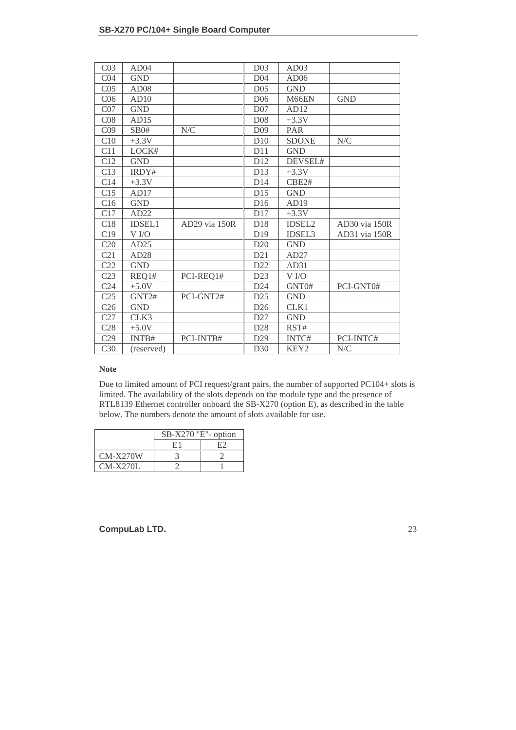| C03 | AD04 | | D03 | AD03 | |
|---|---|---|---|---|---|
| C04 | GND | | D04 | AD06 | |
| C05 | AD08 | | D05 | GND | |
| C06 | AD10 | | D06 | M66EN | GND |
| C07 | GND | | D07 | AD12 | |
| C08 | AD15 | | D08 | +3.3V | |
| C09 | SB0# | N/C | D09 | PAR | |
| C10 | +3.3V | | D10 | SDONE | N/C |
| C11 | LOCK# | | D11 | GND | |
| C12 | GND | | D12 | DEVSEL# | |
| C13 | IRDY# | | D13 | +3.3V | |
| C14 | +3.3V | | D14 | CBE2# | |
| C15 | AD17 | | D15 | GND | |
| C16 | GND | | D16 | AD19 | |
| C17 | AD22 | | D17 | +3.3V | |
| C18 | IDSEL1 | AD29 via 150R | D18 | IDSEL2 | AD30 via 150R |
| C19 | V I/O | | D19 | IDSEL3 | AD31 via 150R |
| C20 | AD25 | | D20 | GND | |
| C21 | AD28 | | D21 | AD27 | |
| C22 | GND | | D22 | AD31 | |
| C23 | REQ1# | PCI-REQ1# | D23 | V I/O | |
| C24 | +5.0V | | D24 | GNT0# | PCI-GNT0# |
| C25 | GNT2# | PCI-GNT2# | D25 | GND | |
| C26 | GND | | D26 | CLK1 | |
| C27 | CLK3 | | D27 | GND | |
| C28 | +5.0V | | D28 | RST# | |
| C29 | INTB# | PCI-INTB# | D29 | INTC# | PCI-INTC# |
| C30 | (reserved) | | D30 | KEY2 | N/C |

**Note**

Due to limited amount of PCI request/grant pairs, the number of supported PC104+ slots is limited. The availability of the slots depends on the module type and the presence of RTL8139 Ethernet controller onboard the SB-X270 (option E), as described in the table below. The numbers denote the amount of slots available for use.

| | SB-X270 "E"- option | |
|---|---|---|
| | E1 | E2 |
| CM-X270W | 3 | 2 |
| CM-X270L | 2 | 1 |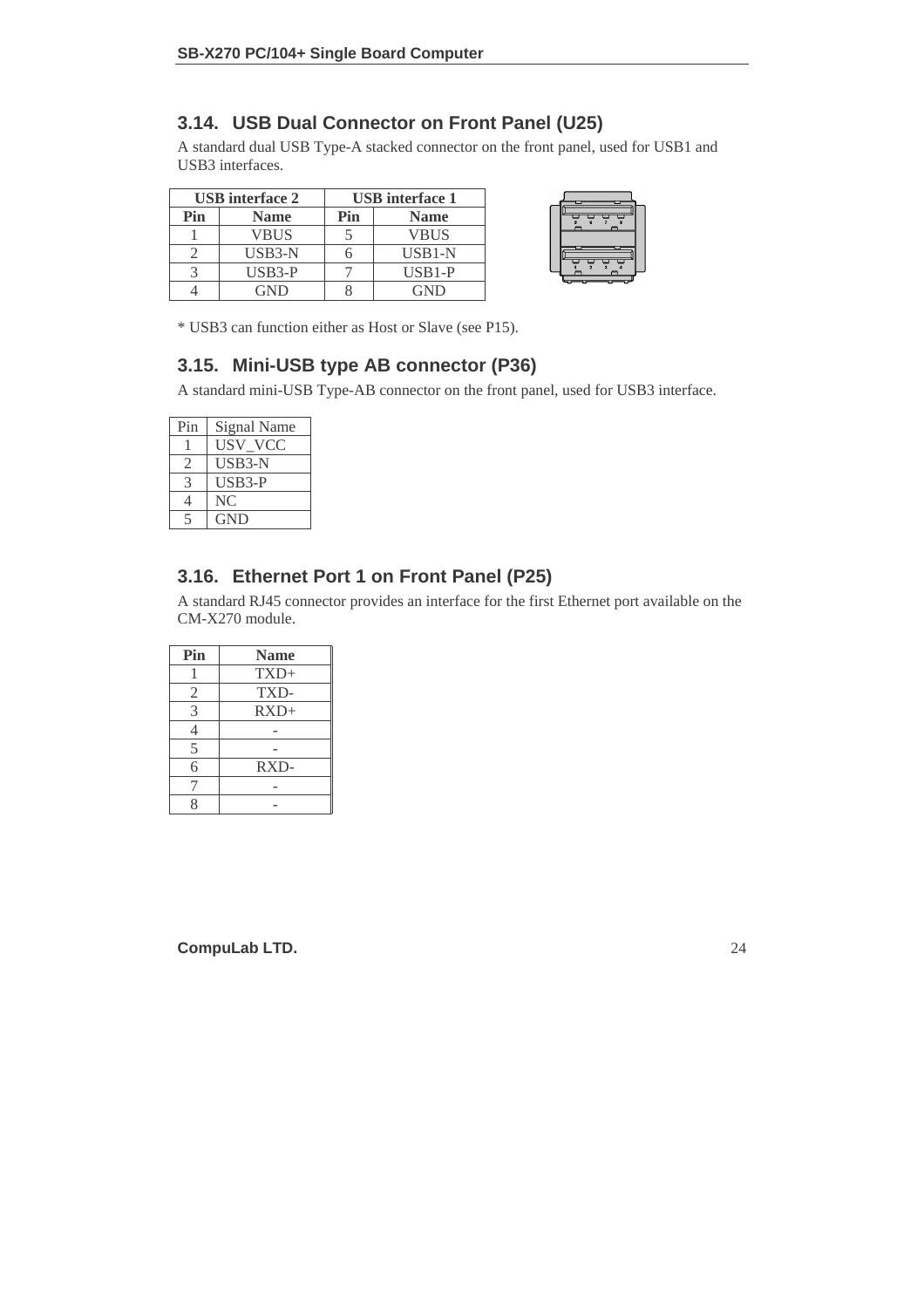## 3.14. USB Dual Connector on Front Panel (U25)

A standard dual USB Type-A stacked connector on the front panel, used for USB1 and USB3 interfaces.

| USB interface 2 | | USB interface 1 | |
|---|---|---|---|
| **Pin** | **Name** | **Pin** | **Name** |
| 1 | VBUS | 5 | VBUS |
| 2 | USB3-N | 6 | USB1-N |
| 3 | USB3-P | 7 | USB1-P |
| 4 | GND | 8 | GND |

* USB3 can function either as Host or Slave (see P15).

## 3.15. Mini-USB type AB connector (P36)

A standard mini-USB Type-AB connector on the front panel, used for USB3 interface.

| Pin | Signal Name |
|---|---|
| 1 | USV_VCC |
| 2 | USB3-N |
| 3 | USB3-P |
| 4 | NC |
| 5 | GND |

## 3.16. Ethernet Port 1 on Front Panel (P25)

A standard RJ45 connector provides an interface for the first Ethernet port available on the CM-X270 module.

| Pin | Name |
|---|---|
| 1 | TXD+ |
| 2 | TXD- |
| 3 | RXD+ |
| 4 | - |
| 5 | - |
| 6 | RXD- |
| 7 | - |
| 8 | - |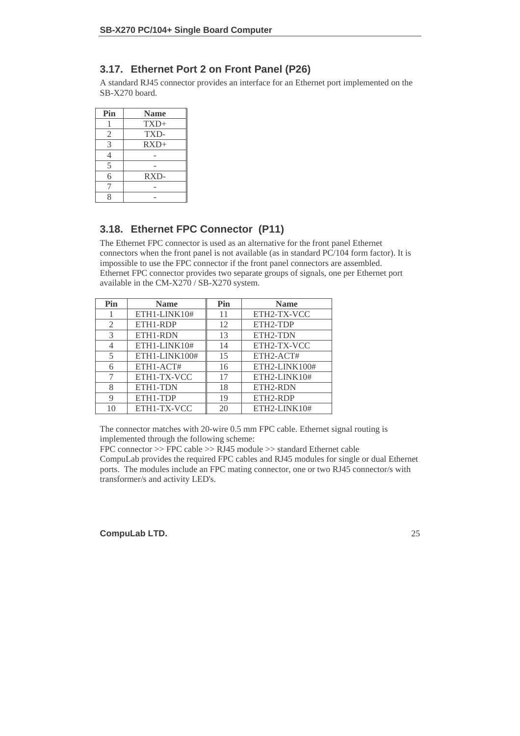## 3.17. Ethernet Port 2 on Front Panel (P26)

A standard RJ45 connector provides an interface for an Ethernet port implemented on the SB-X270 board.

| Pin | Name |
|---|---|
| 1 | TXD+ |
| 2 | TXD- |
| 3 | RXD+ |
| 4 | - |
| 5 | - |
| 6 | RXD- |
| 7 | - |
| 8 | - |

## 3.18. Ethernet FPC Connector (P11)

The Ethernet FPC connector is used as an alternative for the front panel Ethernet connectors when the front panel is not available (as in standard PC/104 form factor). It is impossible to use the FPC connector if the front panel connectors are assembled. Ethernet FPC connector provides two separate groups of signals, one per Ethernet port available in the CM-X270 / SB-X270 system.

| Pin | Name | Pin | Name |
|---|---|---|---|
| 1 | ETH1-LINK10# | 11 | ETH2-TX-VCC |
| 2 | ETH1-RDP | 12 | ETH2-TDP |
| 3 | ETH1-RDN | 13 | ETH2-TDN |
| 4 | ETH1-LINK10# | 14 | ETH2-TX-VCC |
| 5 | ETH1-LINK100# | 15 | ETH2-ACT# |
| 6 | ETH1-ACT# | 16 | ETH2-LINK100# |
| 7 | ETH1-TX-VCC | 17 | ETH2-LINK10# |
| 8 | ETH1-TDN | 18 | ETH2-RDN |
| 9 | ETH1-TDP | 19 | ETH2-RDP |
| 10 | ETH1-TX-VCC | 20 | ETH2-LINK10# |

The connector matches with 20-wire 0.5 mm FPC cable. Ethernet signal routing is implemented through the following scheme:
FPC connector >> FPC cable >> RJ45 module >> standard Ethernet cable
CompuLab provides the required FPC cables and RJ45 modules for single or dual Ethernet ports. The modules include an FPC mating connector, one or two RJ45 connector/s with transformer/s and activity LED's.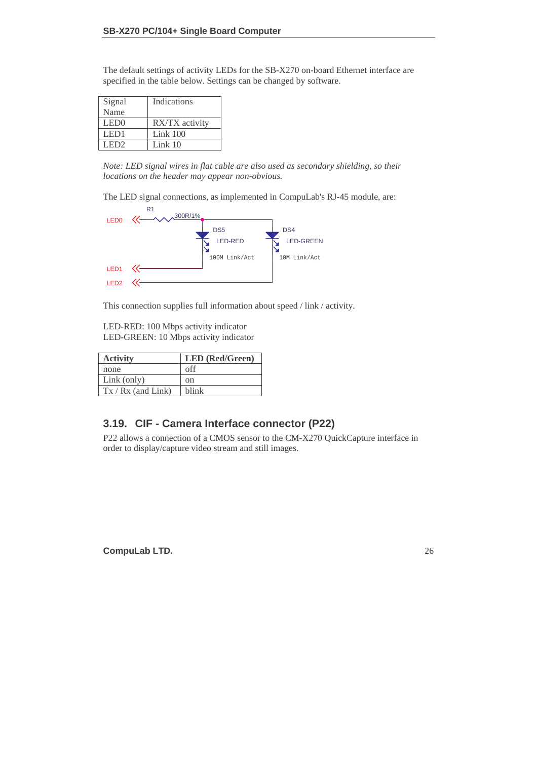The default settings of activity LEDs for the SB-X270 on-board Ethernet interface are specified in the table below. Settings can be changed by software.

| Signal Name | Indications |
|---|---|
| LED0 | RX/TX activity |
| LED1 | Link 100 |
| LED2 | Link 10 |

*Note: LED signal wires in flat cable are also used as secondary shielding, so their locations on the header may appear non-obvious.*

The LED signal connections, as implemented in CompuLab's RJ-45 module, are:

LED0 R1 300R/1% DS5 LED-RED 100M Link/Act DS4 LED-GREEN 10M Link/Act LED1 LED2

This connection supplies full information about speed / link / activity.

LED-RED: 100 Mbps activity indicator
LED-GREEN: 10 Mbps activity indicator

| Activity | LED (Red/Green) |
|---|---|
| none | off |
| Link (only) | on |
| Tx / Rx (and Link) | blink |

## 3.19. CIF - Camera Interface connector (P22)

P22 allows a connection of a CMOS sensor to the CM-X270 QuickCapture interface in order to display/capture video stream and still images.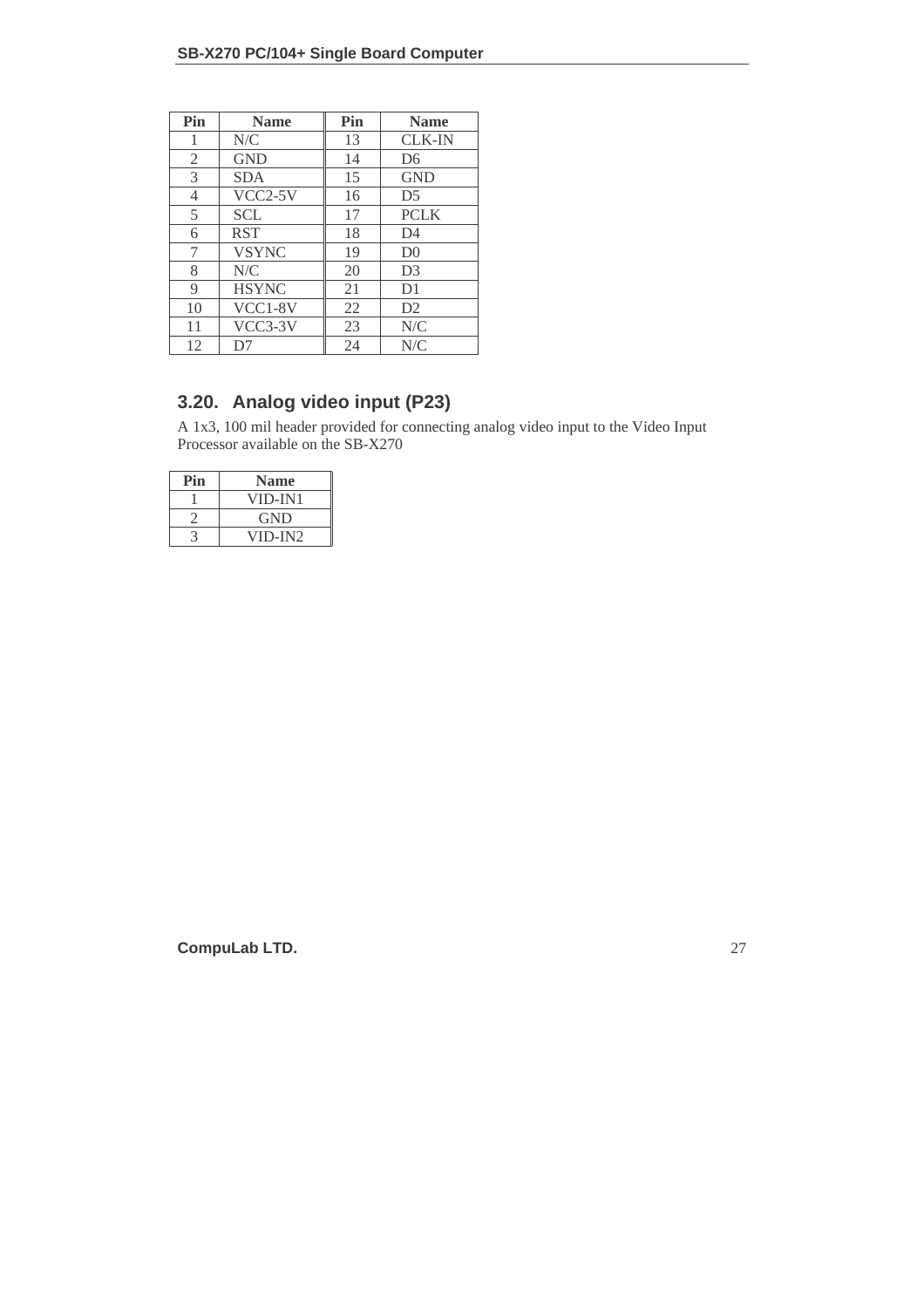| Pin | Name | Pin | Name |
|---|---|---|---|
| 1 | N/C | 13 | CLK-IN |
| 2 | GND | 14 | D6 |
| 3 | SDA | 15 | GND |
| 4 | VCC2-5V | 16 | D5 |
| 5 | SCL | 17 | PCLK |
| 6 | RST | 18 | D4 |
| 7 | VSYNC | 19 | D0 |
| 8 | N/C | 20 | D3 |
| 9 | HSYNC | 21 | D1 |
| 10 | VCC1-8V | 22 | D2 |
| 11 | VCC3-3V | 23 | N/C |
| 12 | D7 | 24 | N/C |

## 3.20. Analog video input (P23)

A 1x3, 100 mil header provided for connecting analog video input to the Video Input Processor available on the SB-X270

| Pin | Name |
|---|---|
| 1 | VID-IN1 |
| 2 | GND |
| 3 | VID-IN2 |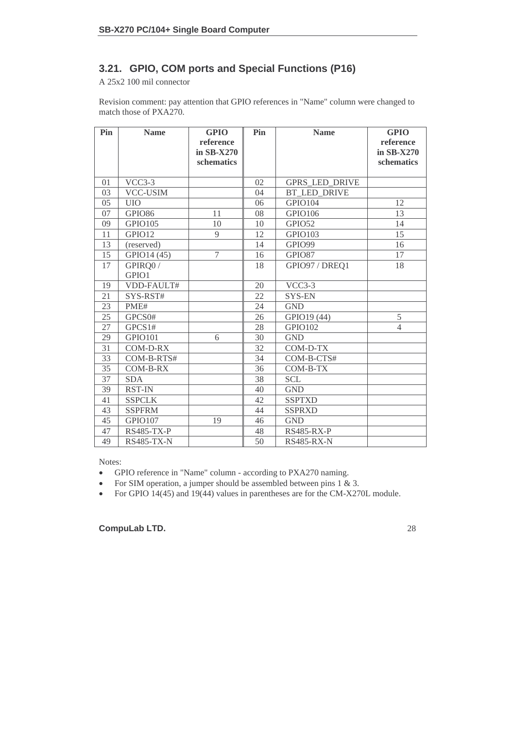## 3.21. GPIO, COM ports and Special Functions (P16)

A 25x2 100 mil connector

Revision comment: pay attention that GPIO references in "Name" column were changed to match those of PXA270.

| Pin | Name | GPIO reference in SB-X270 schematics | Pin | Name | GPIO reference in SB-X270 schematics |
|---|---|---|---|---|---|
| 01 | VCC3-3 | | 02 | GPRS_LED_DRIVE | |
| 03 | VCC-USIM | | 04 | BT_LED_DRIVE | |
| 05 | UIO | | 06 | GPIO104 | 12 |
| 07 | GPIO86 | 11 | 08 | GPIO106 | 13 |
| 09 | GPIO105 | 10 | 10 | GPIO52 | 14 |
| 11 | GPIO12 | 9 | 12 | GPIO103 | 15 |
| 13 | (reserved) | | 14 | GPIO99 | 16 |
| 15 | GPIO14 (45) | 7 | 16 | GPIO87 | 17 |
| 17 | GPIRQ0 / GPIO1 | | 18 | GPIO97 / DREQ1 | 18 |
| 19 | VDD-FAULT# | | 20 | VCC3-3 | |
| 21 | SYS-RST# | | 22 | SYS-EN | |
| 23 | PME# | | 24 | GND | |
| 25 | GPCS0# | | 26 | GPIO19 (44) | 5 |
| 27 | GPCS1# | | 28 | GPIO102 | 4 |
| 29 | GPIO101 | 6 | 30 | GND | |
| 31 | COM-D-RX | | 32 | COM-D-TX | |
| 33 | COM-B-RTS# | | 34 | COM-B-CTS# | |
| 35 | COM-B-RX | | 36 | COM-B-TX | |
| 37 | SDA | | 38 | SCL | |
| 39 | RST-IN | | 40 | GND | |
| 41 | SSPCLK | | 42 | SSPTXD | |
| 43 | SSPFRM | | 44 | SSPRXD | |
| 45 | GPIO107 | 19 | 46 | GND | |
| 47 | RS485-TX-P | | 48 | RS485-RX-P | |
| 49 | RS485-TX-N | | 50 | RS485-RX-N | |

Notes:

- GPIO reference in "Name" column - according to PXA270 naming.
- For SIM operation, a jumper should be assembled between pins 1 & 3.
- For GPIO 14(45) and 19(44) values in parentheses are for the CM-X270L module.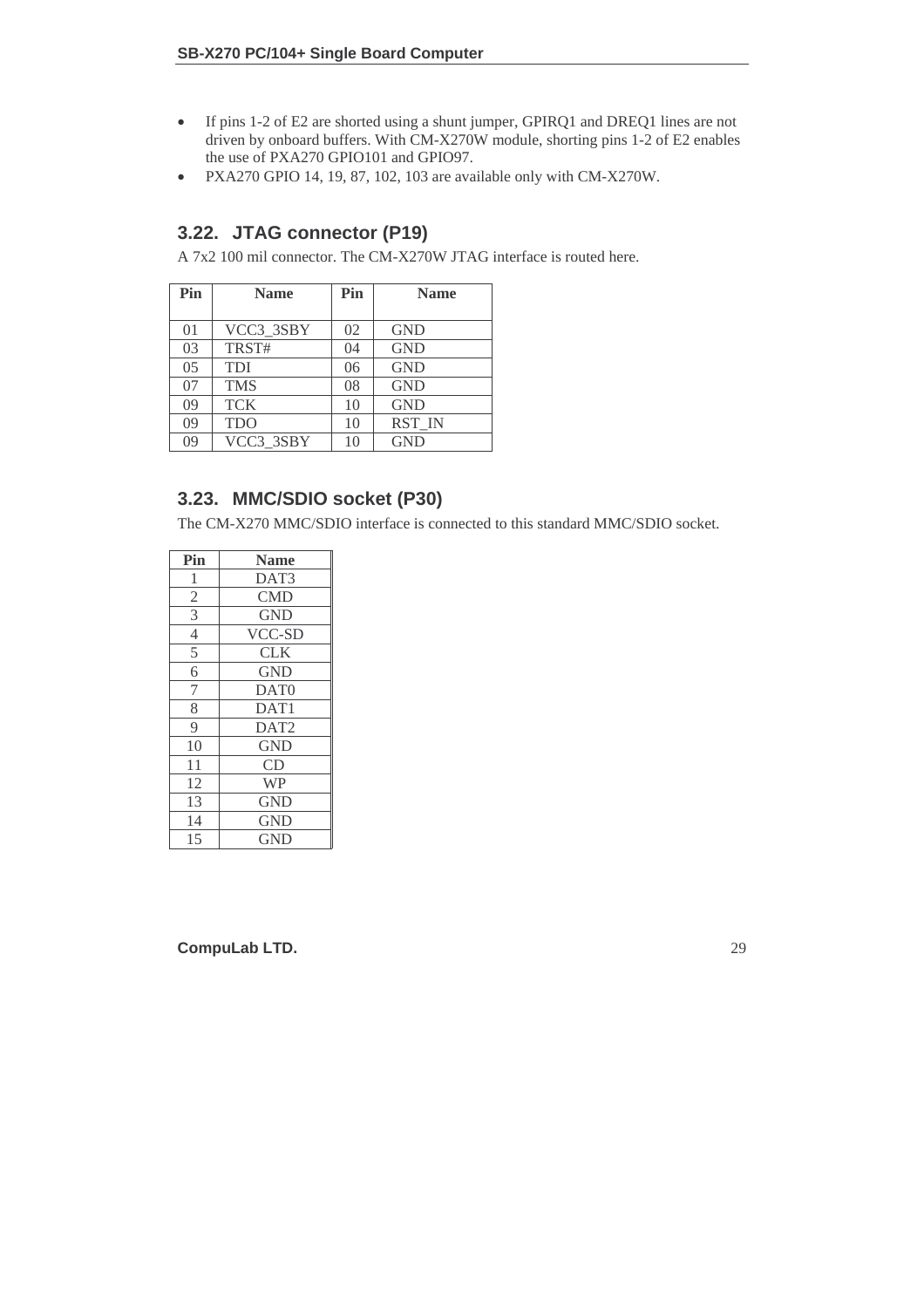- If pins 1-2 of E2 are shorted using a shunt jumper, GPIRQ1 and DREQ1 lines are not driven by onboard buffers. With CM-X270W module, shorting pins 1-2 of E2 enables the use of PXA270 GPIO101 and GPIO97.
- PXA270 GPIO 14, 19, 87, 102, 103 are available only with CM-X270W.

## 3.22. JTAG connector (P19)

A 7x2 100 mil connector. The CM-X270W JTAG interface is routed here.

| Pin | Name | Pin | Name |
|---|---|---|---|
| 01 | VCC3_3SBY | 02 | GND |
| 03 | TRST# | 04 | GND |
| 05 | TDI | 06 | GND |
| 07 | TMS | 08 | GND |
| 09 | TCK | 10 | GND |
| 09 | TDO | 10 | RST_IN |
| 09 | VCC3_3SBY | 10 | GND |

## 3.23. MMC/SDIO socket (P30)

The CM-X270 MMC/SDIO interface is connected to this standard MMC/SDIO socket.

| Pin | Name |
|---|---|
| 1 | DAT3 |
| 2 | CMD |
| 3 | GND |
| 4 | VCC-SD |
| 5 | CLK |
| 6 | GND |
| 7 | DAT0 |
| 8 | DAT1 |
| 9 | DAT2 |
| 10 | GND |
| 11 | CD |
| 12 | WP |
| 13 | GND |
| 14 | GND |
| 15 | GND |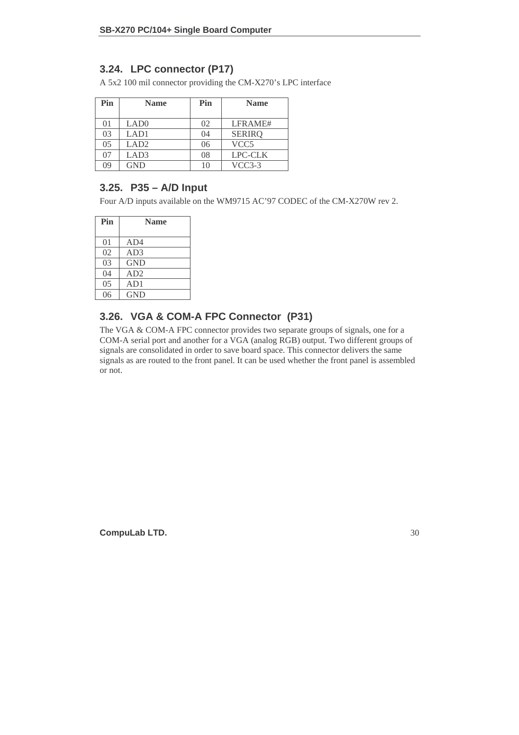## 3.24. LPC connector (P17)

A 5x2 100 mil connector providing the CM-X270's LPC interface

| Pin | Name | Pin | Name |
|---|---|---|---|
| 01 | LAD0 | 02 | LFRAME# |
| 03 | LAD1 | 04 | SERIRQ |
| 05 | LAD2 | 06 | VCC5 |
| 07 | LAD3 | 08 | LPC-CLK |
| 09 | GND | 10 | VCC3-3 |

## 3.25. P35 – A/D Input

Four A/D inputs available on the WM9715 AC'97 CODEC of the CM-X270W rev 2.

| Pin | Name |
|---|---|
| 01 | AD4 |
| 02 | AD3 |
| 03 | GND |
| 04 | AD2 |
| 05 | AD1 |
| 06 | GND |

## 3.26. VGA & COM-A FPC Connector (P31)

The VGA & COM-A FPC connector provides two separate groups of signals, one for a COM-A serial port and another for a VGA (analog RGB) output. Two different groups of signals are consolidated in order to save board space. This connector delivers the same signals as are routed to the front panel. It can be used whether the front panel is assembled or not.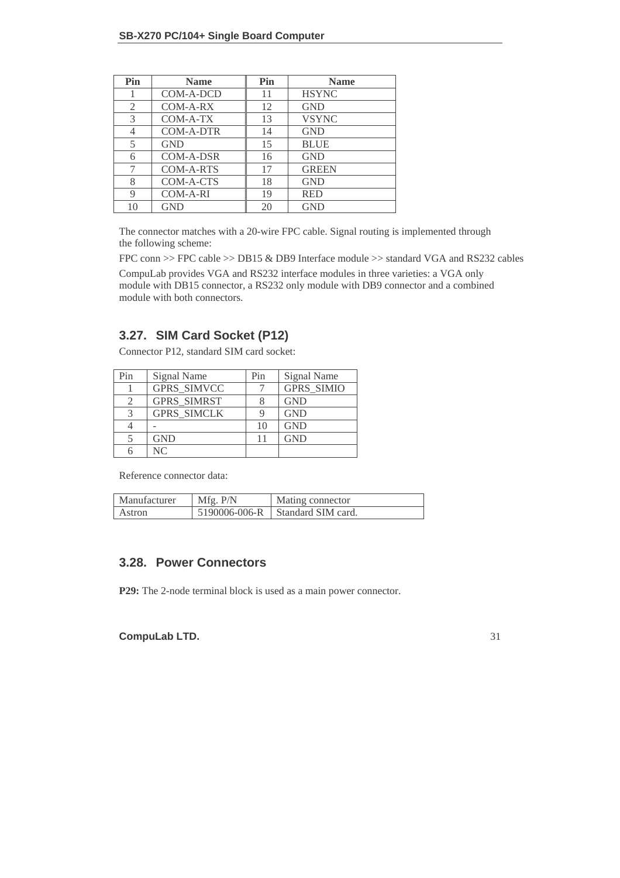| Pin | Name | Pin | Name |
|---|---|---|---|
| 1 | COM-A-DCD | 11 | HSYNC |
| 2 | COM-A-RX | 12 | GND |
| 3 | COM-A-TX | 13 | VSYNC |
| 4 | COM-A-DTR | 14 | GND |
| 5 | GND | 15 | BLUE |
| 6 | COM-A-DSR | 16 | GND |
| 7 | COM-A-RTS | 17 | GREEN |
| 8 | COM-A-CTS | 18 | GND |
| 9 | COM-A-RI | 19 | RED |
| 10 | GND | 20 | GND |

The connector matches with a 20-wire FPC cable. Signal routing is implemented through the following scheme:

FPC conn >> FPC cable >> DB15 & DB9 Interface module >> standard VGA and RS232 cables

CompuLab provides VGA and RS232 interface modules in three varieties: a VGA only module with DB15 connector, a RS232 only module with DB9 connector and a combined module with both connectors.

## 3.27. SIM Card Socket (P12)

Connector P12, standard SIM card socket:

| Pin | Signal Name | Pin | Signal Name |
|---|---|---|---|
| 1 | GPRS_SIMVCC | 7 | GPRS_SIMIO |
| 2 | GPRS_SIMRST | 8 | GND |
| 3 | GPRS_SIMCLK | 9 | GND |
| 4 | - | 10 | GND |
| 5 | GND | 11 | GND |
| 6 | NC | | |

Reference connector data:

| Manufacturer | Mfg. P/N | Mating connector |
|---|---|---|
| Astron | 5190006-006-R | Standard SIM card. |

## 3.28. Power Connectors

**P29:** The 2-node terminal block is used as a main power connector.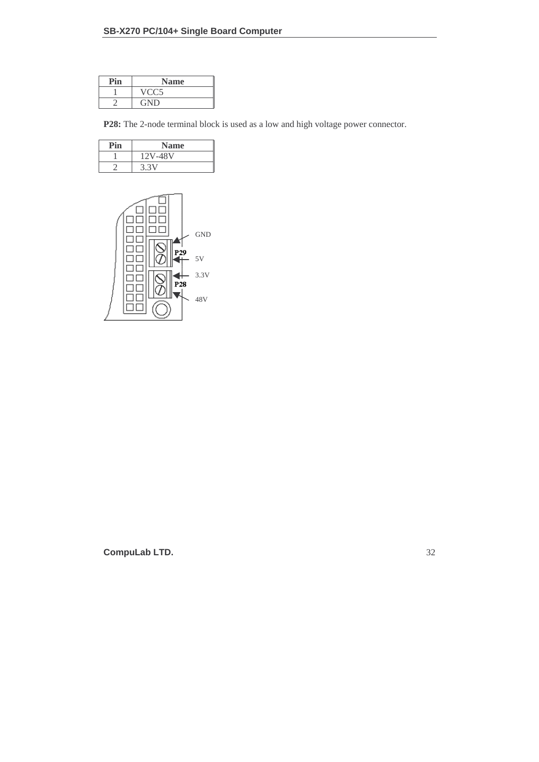| Pin | Name |
|---|---|
| 1 | VCC5 |
| 2 | GND |

**P28:** The 2-node terminal block is used as a low and high voltage power connector.

| Pin | Name |
|---|---|
| 1 | 12V-48V |
| 2 | 3.3V |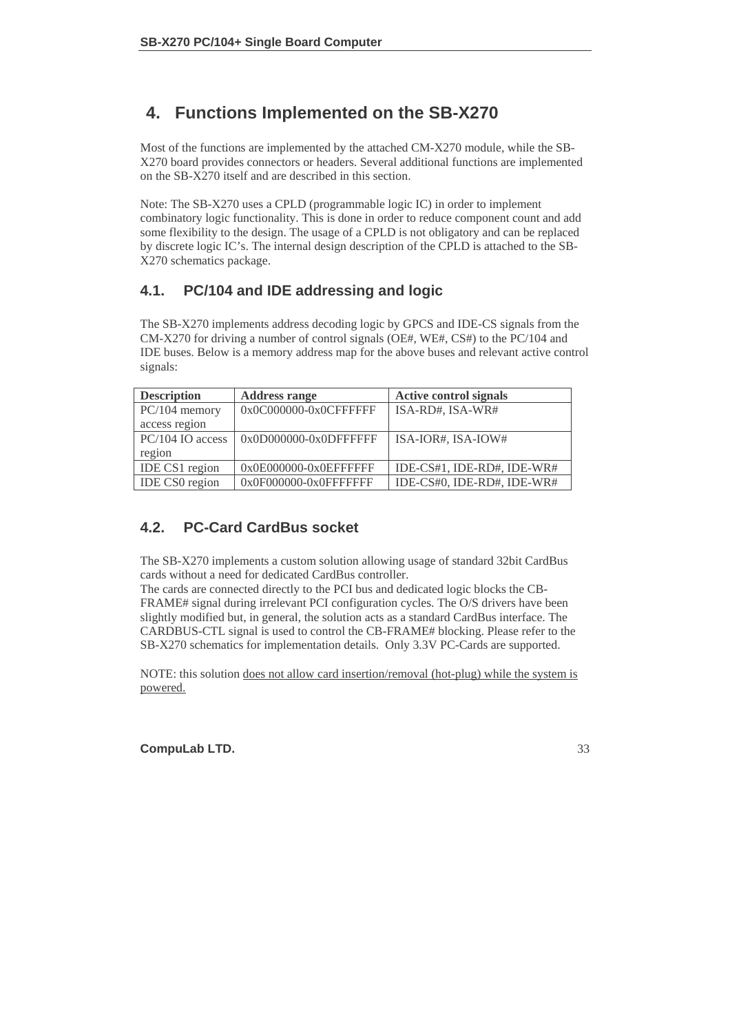# 4. Functions Implemented on the SB-X270

Most of the functions are implemented by the attached CM-X270 module, while the SB-X270 board provides connectors or headers. Several additional functions are implemented on the SB-X270 itself and are described in this section.

Note: The SB-X270 uses a CPLD (programmable logic IC) in order to implement combinatory logic functionality. This is done in order to reduce component count and add some flexibility to the design. The usage of a CPLD is not obligatory and can be replaced by discrete logic IC's. The internal design description of the CPLD is attached to the SB-X270 schematics package.

## 4.1. PC/104 and IDE addressing and logic

The SB-X270 implements address decoding logic by GPCS and IDE-CS signals from the CM-X270 for driving a number of control signals (OE#, WE#, CS#) to the PC/104 and IDE buses. Below is a memory address map for the above buses and relevant active control signals:

| Description | Address range | Active control signals |
|---|---|---|
| PC/104 memory access region | 0x0C000000-0x0CFFFFFF | ISA-RD#, ISA-WR# |
| PC/104 IO access region | 0x0D000000-0x0DFFFFFF | ISA-IOR#, ISA-IOW# |
| IDE CS1 region | 0x0E000000-0x0EFFFFFF | IDE-CS#1, IDE-RD#, IDE-WR# |
| IDE CS0 region | 0x0F000000-0x0FFFFFFF | IDE-CS#0, IDE-RD#, IDE-WR# |

## 4.2. PC-Card CardBus socket

The SB-X270 implements a custom solution allowing usage of standard 32bit CardBus cards without a need for dedicated CardBus controller.
The cards are connected directly to the PCI bus and dedicated logic blocks the CB-FRAME# signal during irrelevant PCI configuration cycles. The O/S drivers have been slightly modified but, in general, the solution acts as a standard CardBus interface. The CARDBUS-CTL signal is used to control the CB-FRAME# blocking. Please refer to the SB-X270 schematics for implementation details. Only 3.3V PC-Cards are supported.

NOTE: this solution does not allow card insertion/removal (hot-plug) while the system is powered.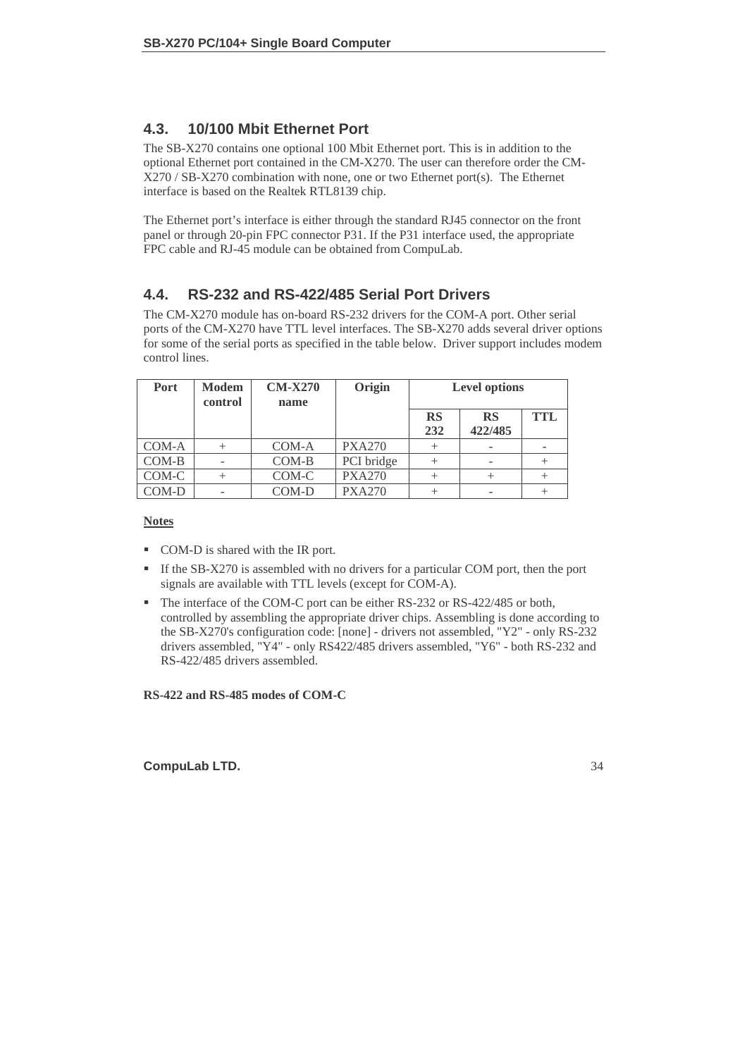## 4.3. 10/100 Mbit Ethernet Port

The SB-X270 contains one optional 100 Mbit Ethernet port. This is in addition to the optional Ethernet port contained in the CM-X270. The user can therefore order the CM-X270 / SB-X270 combination with none, one or two Ethernet port(s). The Ethernet interface is based on the Realtek RTL8139 chip.

The Ethernet port's interface is either through the standard RJ45 connector on the front panel or through 20-pin FPC connector P31. If the P31 interface used, the appropriate FPC cable and RJ-45 module can be obtained from CompuLab.

## 4.4. RS-232 and RS-422/485 Serial Port Drivers

The CM-X270 module has on-board RS-232 drivers for the COM-A port. Other serial ports of the CM-X270 have TTL level interfaces. The SB-X270 adds several driver options for some of the serial ports as specified in the table below. Driver support includes modem control lines.

| Port | Modem control | CM-X270 name | Origin | Level options | | |
|---|---|---|---|---|---|---|
| | | | | RS 232 | RS 422/485 | TTL |
| COM-A | + | COM-A | PXA270 | + | - | - |
| COM-B | - | COM-B | PCI bridge | + | - | + |
| COM-C | + | COM-C | PXA270 | + | + | + |
| COM-D | - | COM-D | PXA270 | + | - | + |

**Notes**

- COM-D is shared with the IR port.
- If the SB-X270 is assembled with no drivers for a particular COM port, then the port signals are available with TTL levels (except for COM-A).
- The interface of the COM-C port can be either RS-232 or RS-422/485 or both, controlled by assembling the appropriate driver chips. Assembling is done according to the SB-X270's configuration code: [none] - drivers not assembled, "Y2" - only RS-232 drivers assembled, "Y4" - only RS422/485 drivers assembled, "Y6" - both RS-232 and RS-422/485 drivers assembled.

**RS-422 and RS-485 modes of COM-C**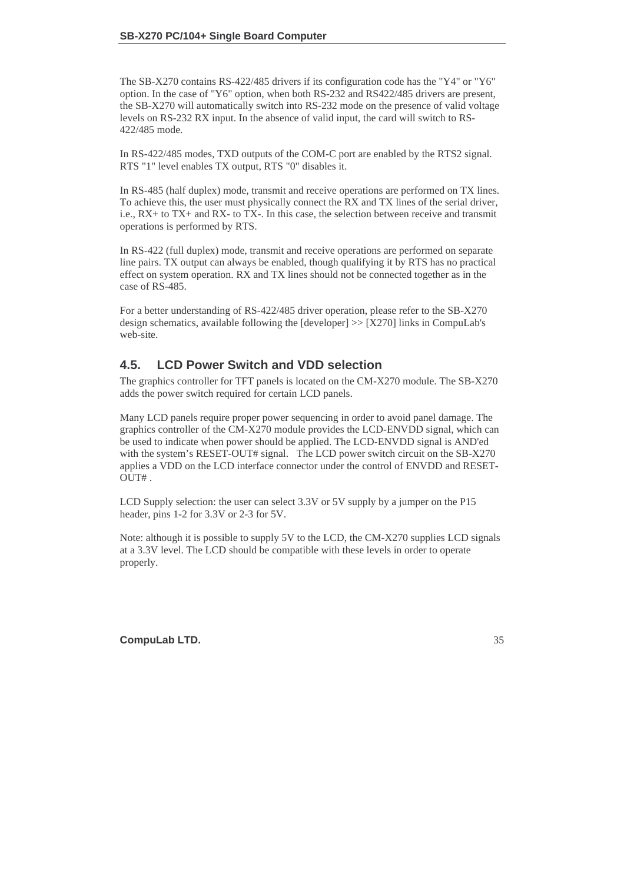The SB-X270 contains RS-422/485 drivers if its configuration code has the "Y4" or "Y6" option. In the case of "Y6" option, when both RS-232 and RS422/485 drivers are present, the SB-X270 will automatically switch into RS-232 mode on the presence of valid voltage levels on RS-232 RX input. In the absence of valid input, the card will switch to RS-422/485 mode.

In RS-422/485 modes, TXD outputs of the COM-C port are enabled by the RTS2 signal. RTS "1" level enables TX output, RTS "0" disables it.

In RS-485 (half duplex) mode, transmit and receive operations are performed on TX lines. To achieve this, the user must physically connect the RX and TX lines of the serial driver, i.e., RX+ to TX+ and RX- to TX-. In this case, the selection between receive and transmit operations is performed by RTS.

In RS-422 (full duplex) mode, transmit and receive operations are performed on separate line pairs. TX output can always be enabled, though qualifying it by RTS has no practical effect on system operation. RX and TX lines should not be connected together as in the case of RS-485.

For a better understanding of RS-422/485 driver operation, please refer to the SB-X270 design schematics, available following the [developer] >> [X270] links in CompuLab's web-site.

## 4.5. LCD Power Switch and VDD selection

The graphics controller for TFT panels is located on the CM-X270 module. The SB-X270 adds the power switch required for certain LCD panels.

Many LCD panels require proper power sequencing in order to avoid panel damage. The graphics controller of the CM-X270 module provides the LCD-ENVDD signal, which can be used to indicate when power should be applied. The LCD-ENVDD signal is AND'ed with the system's RESET-OUT# signal. The LCD power switch circuit on the SB-X270 applies a VDD on the LCD interface connector under the control of ENVDD and RESET-OUT# .

LCD Supply selection: the user can select 3.3V or 5V supply by a jumper on the P15 header, pins 1-2 for 3.3V or 2-3 for 5V.

Note: although it is possible to supply 5V to the LCD, the CM-X270 supplies LCD signals at a 3.3V level. The LCD should be compatible with these levels in order to operate properly.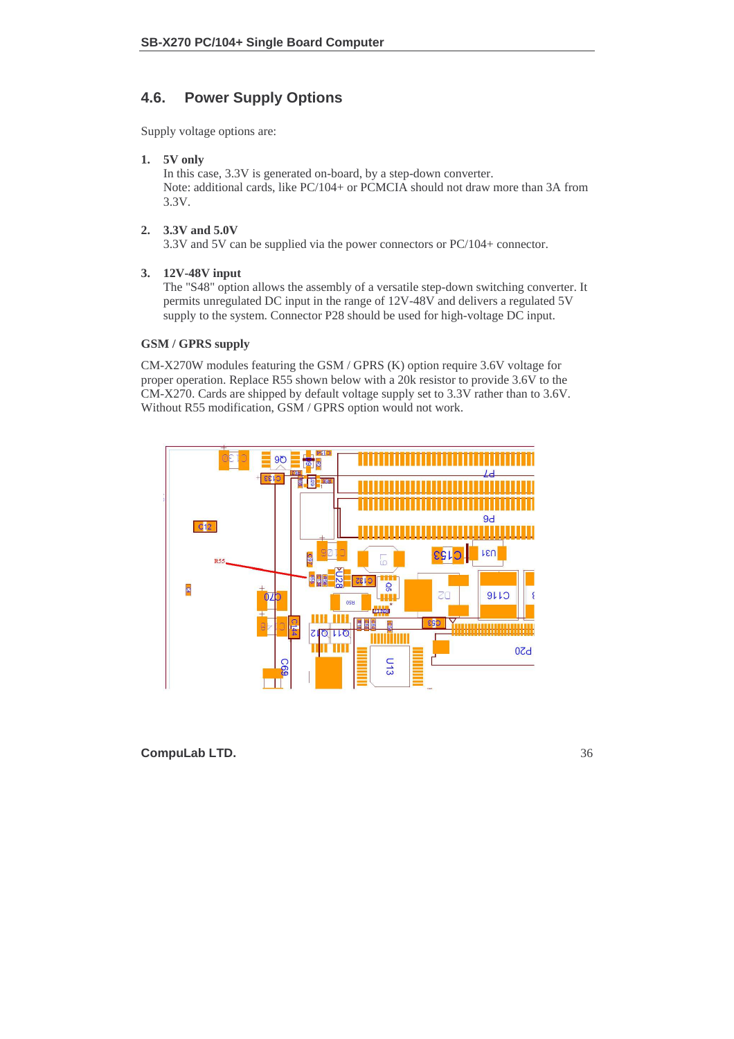## 4.6. Power Supply Options

Supply voltage options are:

1. **5V only**
   In this case, 3.3V is generated on-board, by a step-down converter.
   Note: additional cards, like PC/104+ or PCMCIA should not draw more than 3A from 3.3V.

2. **3.3V and 5.0V**
   3.3V and 5V can be supplied via the power connectors or PC/104+ connector.

3. **12V-48V input**
   The "S48" option allows the assembly of a versatile step-down switching converter. It permits unregulated DC input in the range of 12V-48V and delivers a regulated 5V supply to the system. Connector P28 should be used for high-voltage DC input.

**GSM / GPRS supply**

CM-X270W modules featuring the GSM / GPRS (K) option require 3.6V voltage for proper operation. Replace R55 shown below with a 20k resistor to provide 3.6V to the CM-X270. Cards are shipped by default voltage supply set to 3.3V rather than to 3.6V. Without R55 modification, GSM / GPRS option would not work.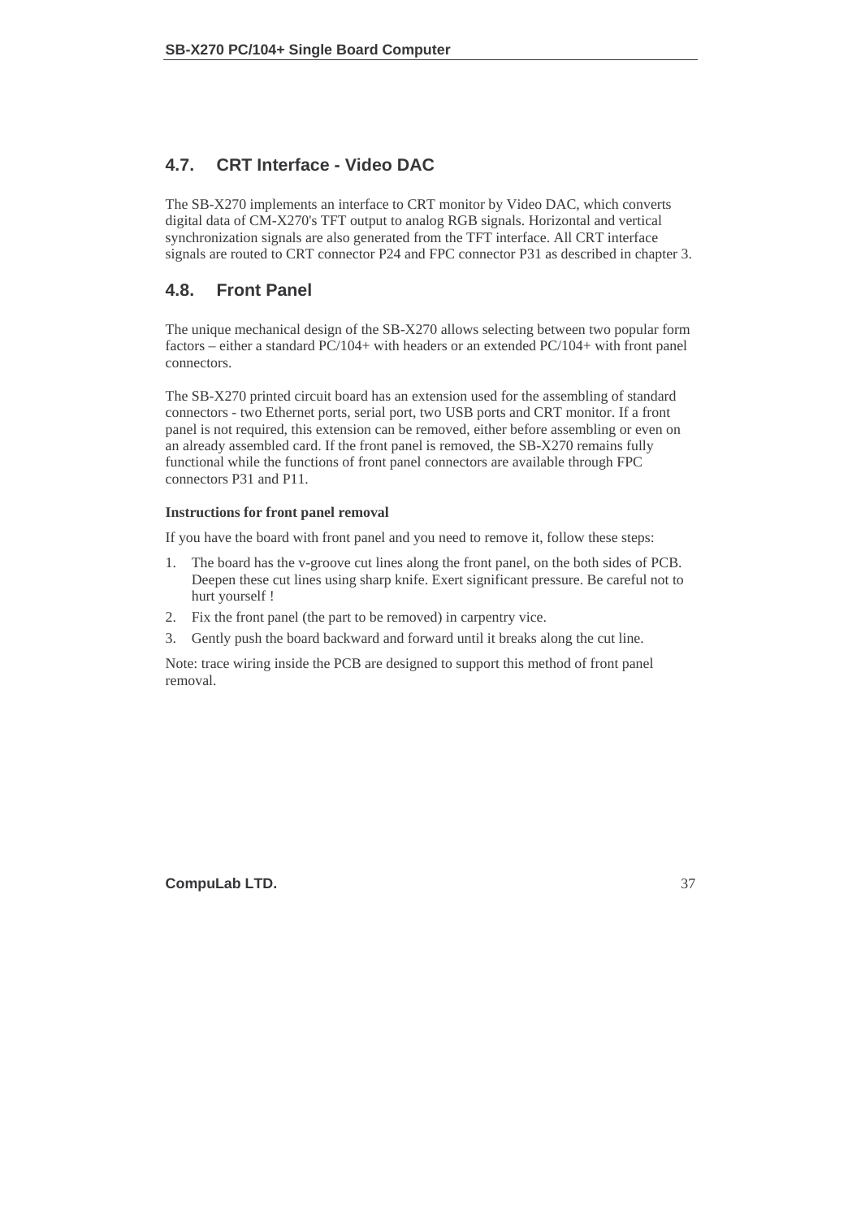## 4.7. CRT Interface - Video DAC

The SB-X270 implements an interface to CRT monitor by Video DAC, which converts digital data of CM-X270's TFT output to analog RGB signals. Horizontal and vertical synchronization signals are also generated from the TFT interface. All CRT interface signals are routed to CRT connector P24 and FPC connector P31 as described in chapter 3.

## 4.8. Front Panel

The unique mechanical design of the SB-X270 allows selecting between two popular form factors – either a standard PC/104+ with headers or an extended PC/104+ with front panel connectors.

The SB-X270 printed circuit board has an extension used for the assembling of standard connectors - two Ethernet ports, serial port, two USB ports and CRT monitor. If a front panel is not required, this extension can be removed, either before assembling or even on an already assembled card. If the front panel is removed, the SB-X270 remains fully functional while the functions of front panel connectors are available through FPC connectors P31 and P11.

**Instructions for front panel removal**

If you have the board with front panel and you need to remove it, follow these steps:

1. The board has the v-groove cut lines along the front panel, on the both sides of PCB. Deepen these cut lines using sharp knife. Exert significant pressure. Be careful not to hurt yourself !
2. Fix the front panel (the part to be removed) in carpentry vice.
3. Gently push the board backward and forward until it breaks along the cut line.

Note: trace wiring inside the PCB are designed to support this method of front panel removal.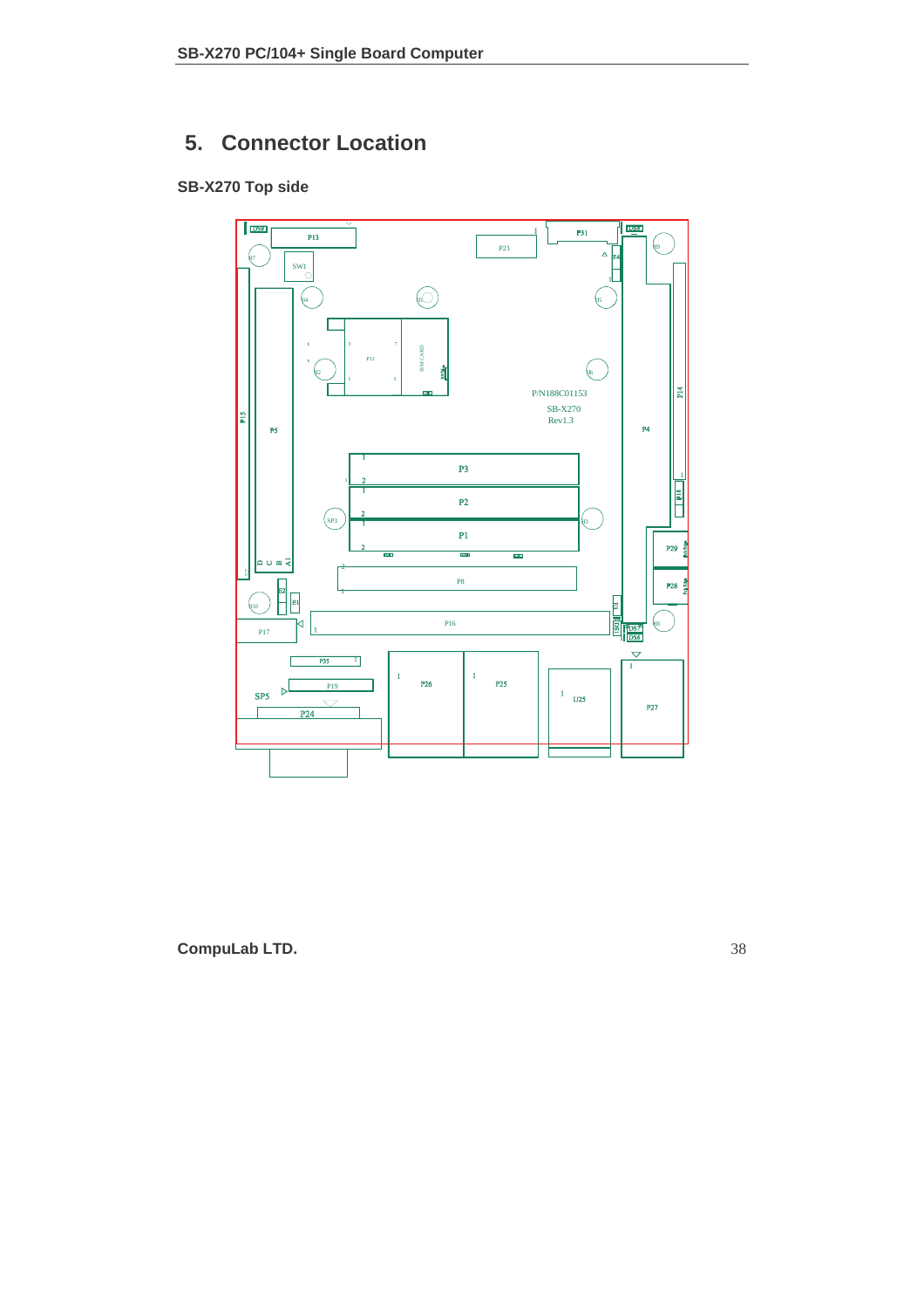# 5. Connector Location

### SB-X270 Top side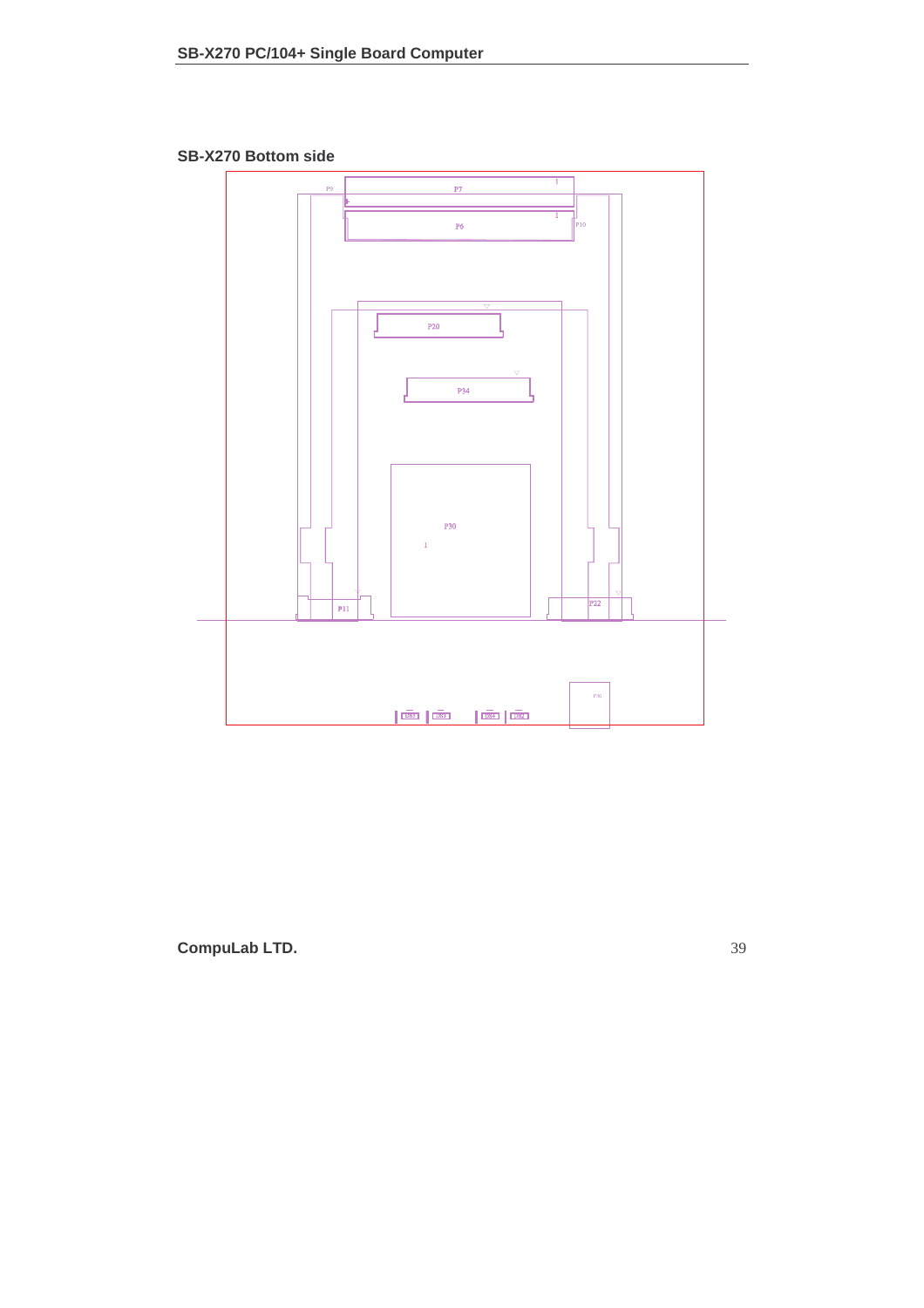## SB-X270 Bottom side

P9 P7 P6 P10 P20 P34 P30 P11 P22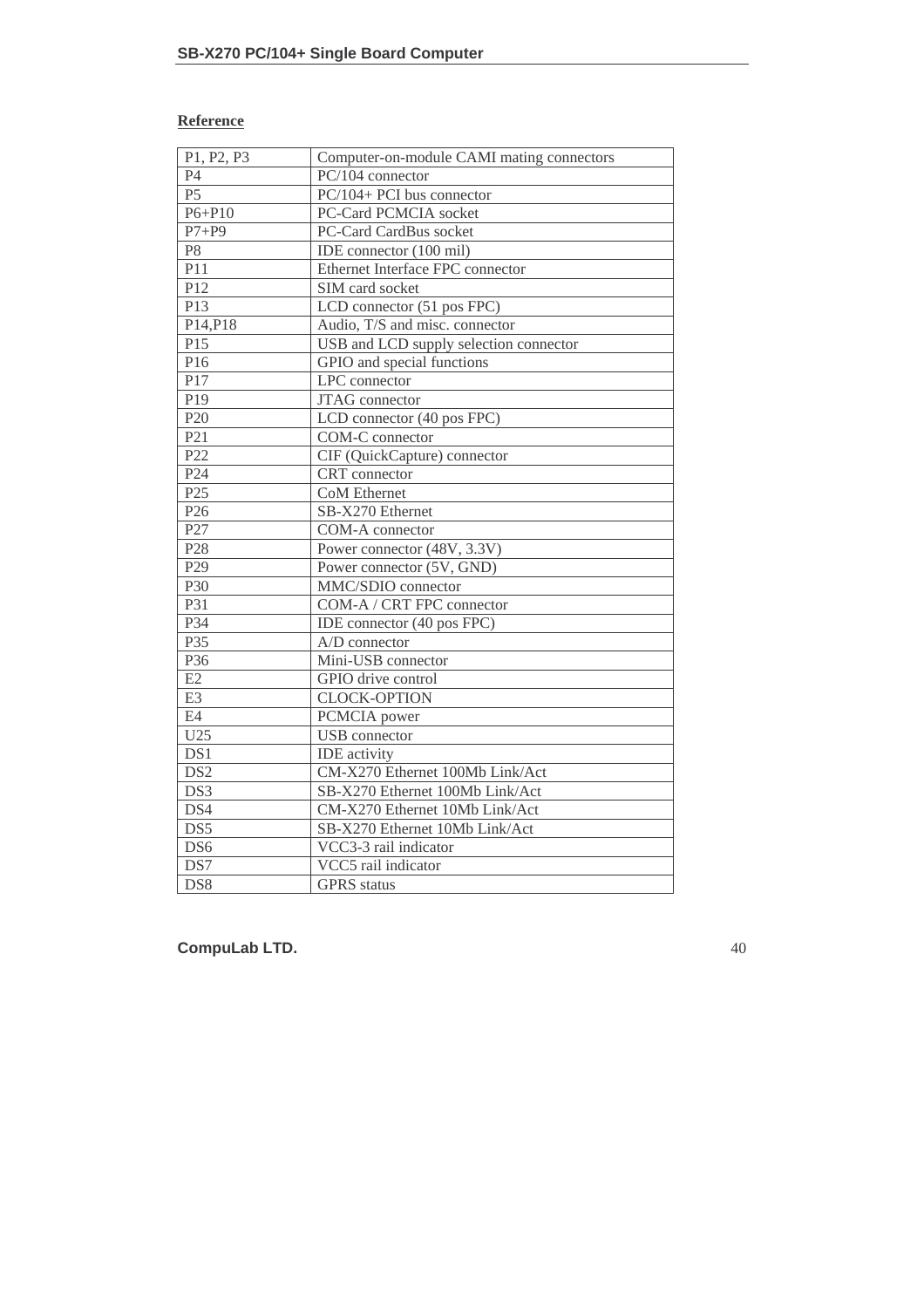**Reference**

| | |
|---|---|
| P1, P2, P3 | Computer-on-module CAMI mating connectors |
| P4 | PC/104 connector |
| P5 | PC/104+ PCI bus connector |
| P6+P10 | PC-Card PCMCIA socket |
| P7+P9 | PC-Card CardBus socket |
| P8 | IDE connector (100 mil) |
| P11 | Ethernet Interface FPC connector |
| P12 | SIM card socket |
| P13 | LCD connector (51 pos FPC) |
| P14,P18 | Audio, T/S and misc. connector |
| P15 | USB and LCD supply selection connector |
| P16 | GPIO and special functions |
| P17 | LPC connector |
| P19 | JTAG connector |
| P20 | LCD connector (40 pos FPC) |
| P21 | COM-C connector |
| P22 | CIF (QuickCapture) connector |
| P24 | CRT connector |
| P25 | CoM Ethernet |
| P26 | SB-X270 Ethernet |
| P27 | COM-A connector |
| P28 | Power connector (48V, 3.3V) |
| P29 | Power connector (5V, GND) |
| P30 | MMC/SDIO connector |
| P31 | COM-A / CRT FPC connector |
| P34 | IDE connector (40 pos FPC) |
| P35 | A/D connector |
| P36 | Mini-USB connector |
| E2 | GPIO drive control |
| E3 | CLOCK-OPTION |
| E4 | PCMCIA power |
| U25 | USB connector |
| DS1 | IDE activity |
| DS2 | CM-X270 Ethernet 100Mb Link/Act |
| DS3 | SB-X270 Ethernet 100Mb Link/Act |
| DS4 | CM-X270 Ethernet 10Mb Link/Act |
| DS5 | SB-X270 Ethernet 10Mb Link/Act |
| DS6 | VCC3-3 rail indicator |
| DS7 | VCC5 rail indicator |
| DS8 | GPRS status |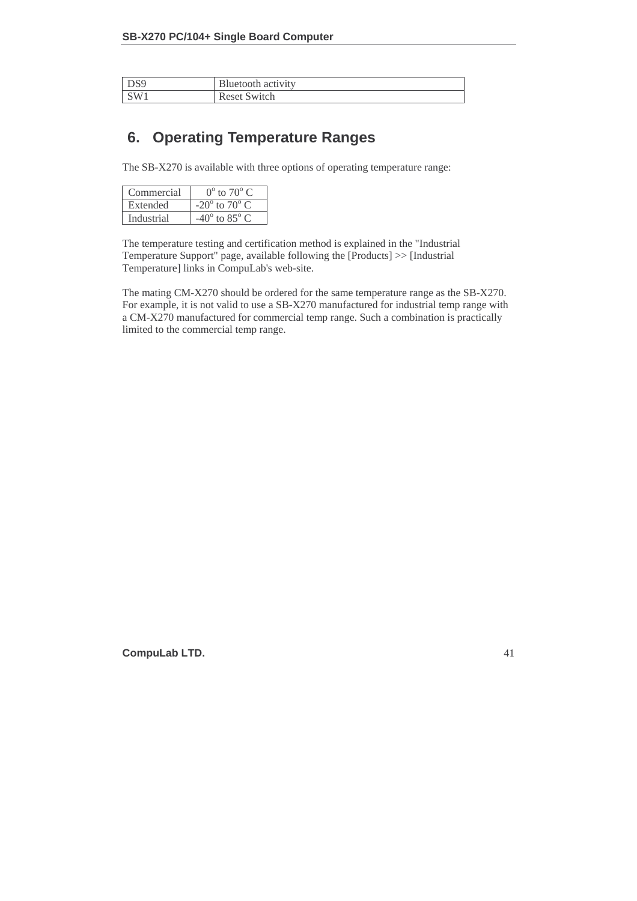| | |
|---|---|
| DS9 | Bluetooth activity |
| SW1 | Reset Switch |

# 6. Operating Temperature Ranges

The SB-X270 is available with three options of operating temperature range:

| | |
|---|---|
| Commercial | $0^o$ to $70^o$ C |
| Extended | $-20^o$ to $70^o$ C |
| Industrial | $-40^o$ to $85^o$ C |

The temperature testing and certification method is explained in the "Industrial Temperature Support" page, available following the [Products] >> [Industrial Temperature] links in CompuLab's web-site.

The mating CM-X270 should be ordered for the same temperature range as the SB-X270. For example, it is not valid to use a SB-X270 manufactured for industrial temp range with a CM-X270 manufactured for commercial temp range. Such a combination is practically limited to the commercial temp range.